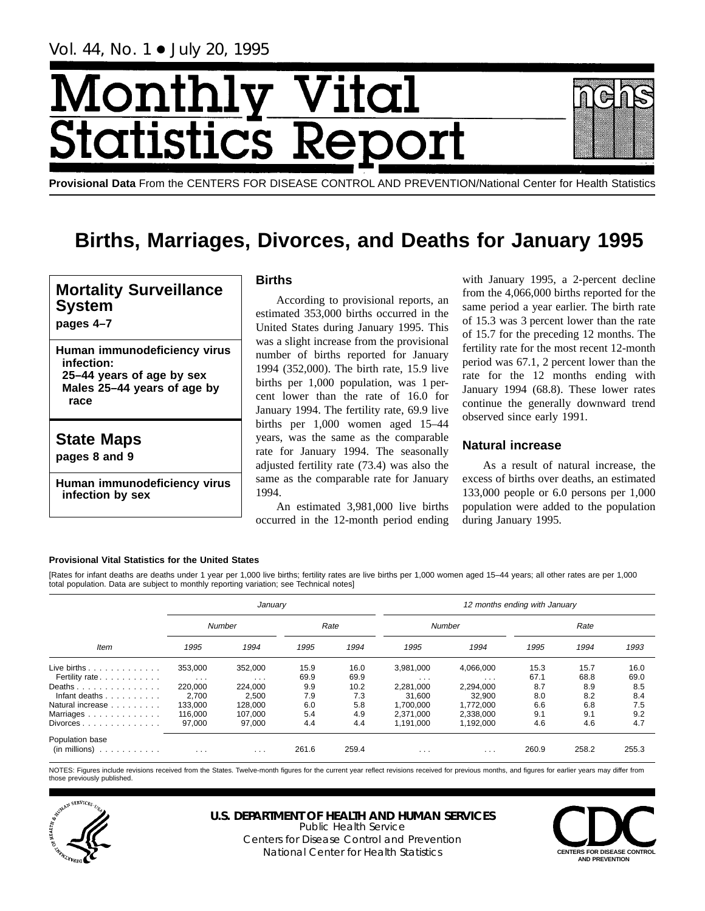Vol. 44, No. 1 • July 20, 1995

# Monthly Vital Statistics Report

**Provisional Data** From the CENTERS FOR DISEASE CONTROL AND PREVENTION/National Center for Health Statistics

# Births, Marriages, Divorces, and Deaths for January 1995

**Mortality Surveillance System**
**pages 4–7**

**Human immunodeficiency virus infection:**
**25–44 years of age by sex**
**Males 25–44 years of age by race**

**State Maps**
**pages 8 and 9**

**Human immunodeficiency virus infection by sex**

## Births

According to provisional reports, an estimated 353,000 births occurred in the United States during January 1995. This was a slight increase from the provisional number of births reported for January 1994 (352,000). The birth rate, 15.9 live births per 1,000 population, was 1 percent lower than the rate of 16.0 for January 1994. The fertility rate, 69.9 live births per 1,000 women aged 15–44 years, was the same as the comparable rate for January 1994. The seasonally adjusted fertility rate (73.4) was also the same as the comparable rate for January 1994.

An estimated 3,981,000 live births occurred in the 12-month period ending with January 1995, a 2-percent decline from the 4,066,000 births reported for the same period a year earlier. The birth rate of 15.3 was 3 percent lower than the rate of 15.7 for the preceding 12 months. The fertility rate for the most recent 12-month period was 67.1, 2 percent lower than the rate for the 12 months ending with January 1994 (68.8). These lower rates continue the generally downward trend observed since early 1991.

## Natural increase

As a result of natural increase, the excess of births over deaths, an estimated 133,000 people or 6.0 persons per 1,000 population were added to the population during January 1995.

**Provisional Vital Statistics for the United States**

[Rates for infant deaths are deaths under 1 year per 1,000 live births; fertility rates are live births per 1,000 women aged 15–44 years; all other rates are per 1,000 total population. Data are subject to monthly reporting variation; see Technical notes]

| Item | January | | | | 12 months ending with January | | | | |
|---|---|---|---|---|---|---|---|---|---|
| | Number | | Rate | | Number | | Rate | | |
| | 1995 | 1994 | 1995 | 1994 | 1995 | 1994 | 1995 | 1994 | 1993 |
| Live births | 353,000 | 352,000 | 15.9 | 16.0 | 3,981,000 | 4,066,000 | 15.3 | 15.7 | 16.0 |
| Fertility rate | . . . | . . . | 69.9 | 69.9 | . . . | . . . | 67.1 | 68.8 | 69.0 |
| Deaths | 220,000 | 224,000 | 9.9 | 10.2 | 2,281,000 | 2,294,000 | 8.7 | 8.9 | 8.5 |
| Infant deaths | 2,700 | 2,500 | 7.9 | 7.3 | 31,600 | 32,900 | 8.0 | 8.2 | 8.4 |
| Natural increase | 133,000 | 128,000 | 6.0 | 5.8 | 1,700,000 | 1,772,000 | 6.6 | 6.8 | 7.5 |
| Marriages | 116,000 | 107,000 | 5.4 | 4.9 | 2,371,000 | 2,338,000 | 9.1 | 9.1 | 9.2 |
| Divorces | 97,000 | 97,000 | 4.4 | 4.4 | 1,191,000 | 1,192,000 | 4.6 | 4.6 | 4.7 |
| Population base (in millions) | . . . | . . . | 261.6 | 259.4 | . . . | . . . | 260.9 | 258.2 | 255.3 |

NOTES: Figures include revisions received from the States. Twelve-month figures for the current year reflect revisions received for previous months, and figures for earlier years may differ from those previously published.

**U.S. DEPARTMENT OF HEALTH AND HUMAN SERVICES**
Public Health Service
Centers for Disease Control and Prevention
National Center for Health Statistics

CENTERS FOR DISEASE CONTROL AND PREVENTION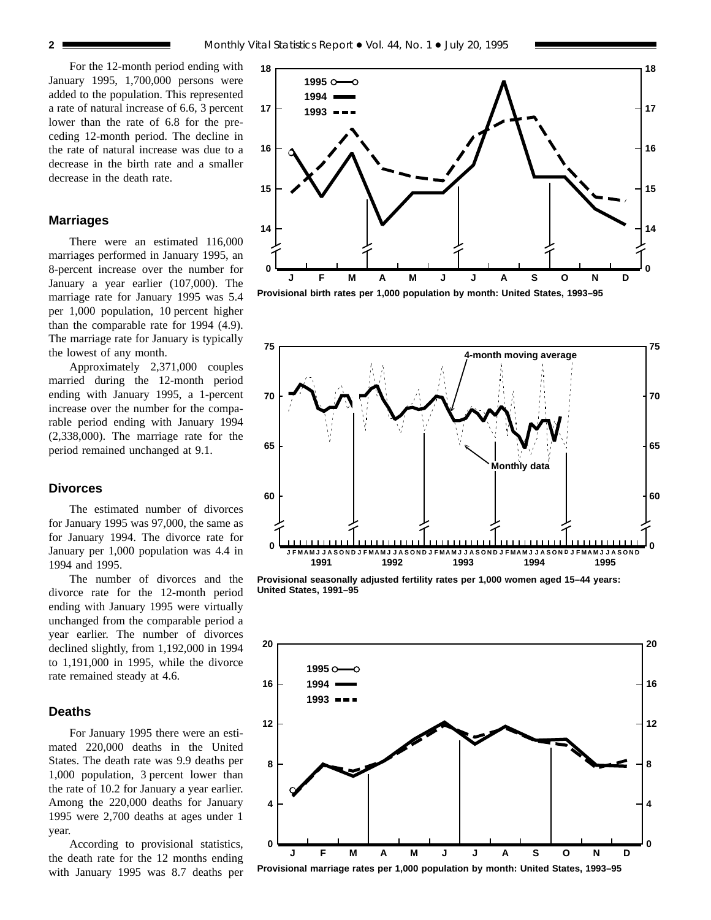For the 12-month period ending with January 1995, 1,700,000 persons were added to the population. This represented a rate of natural increase of 6.6, 3 percent lower than the rate of 6.8 for the preceding 12-month period. The decline in the rate of natural increase was due to a decrease in the birth rate and a smaller decrease in the death rate.

## Marriages

There were an estimated 116,000 marriages performed in January 1995, an 8-percent increase over the number for January a year earlier (107,000). The marriage rate for January 1995 was 5.4 per 1,000 population, 10 percent higher than the comparable rate for 1994 (4.9). The marriage rate for January is typically the lowest of any month.

Approximately 2,371,000 couples married during the 12-month period ending with January 1995, a 1-percent increase over the number for the comparable period ending with January 1994 (2,338,000). The marriage rate for the period remained unchanged at 9.1.

## Divorces

The estimated number of divorces for January 1995 was 97,000, the same as for January 1994. The divorce rate for January per 1,000 population was 4.4 in 1994 and 1995.

The number of divorces and the divorce rate for the 12-month period ending with January 1995 were virtually unchanged from the comparable period a year earlier. The number of divorces declined slightly, from 1,192,000 in 1994 to 1,191,000 in 1995, while the divorce rate remained steady at 4.6.

## Deaths

For January 1995 there were an estimated 220,000 deaths in the United States. The death rate was 9.9 deaths per 1,000 population, 3 percent lower than the rate of 10.2 for January a year earlier. Among the 220,000 deaths for January 1995 were 2,700 deaths at ages under 1 year.

According to provisional statistics, the death rate for the 12 months ending with January 1995 was 8.7 deaths per

**Provisional birth rates per 1,000 population by month: United States, 1993–95**

**Provisional seasonally adjusted fertility rates per 1,000 women aged 15–44 years: United States, 1991–95**

**Provisional marriage rates per 1,000 population by month: United States, 1993–95**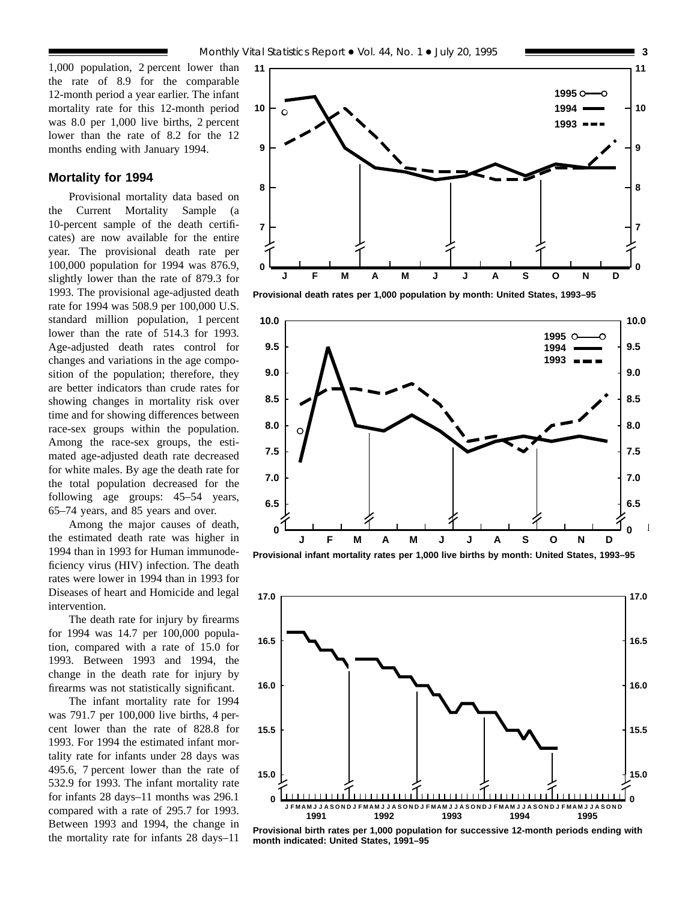1,000 population, 2 percent lower than the rate of 8.9 for the comparable 12-month period a year earlier. The infant mortality rate for this 12-month period was 8.0 per 1,000 live births, 2 percent lower than the rate of 8.2 for the 12 months ending with January 1994.

## Mortality for 1994

Provisional mortality data based on the Current Mortality Sample (a 10-percent sample of the death certificates) are now available for the entire year. The provisional death rate per 100,000 population for 1994 was 876.9, slightly lower than the rate of 879.3 for 1993. The provisional age-adjusted death rate for 1994 was 508.9 per 100,000 U.S. standard million population, 1 percent lower than the rate of 514.3 for 1993. Age-adjusted death rates control for changes and variations in the age composition of the population; therefore, they are better indicators than crude rates for showing changes in mortality risk over time and for showing differences between race-sex groups within the population. Among the race-sex groups, the estimated age-adjusted death rate decreased for white males. By age the death rate for the total population decreased for the following age groups: 45–54 years, 65–74 years, and 85 years and over.

Among the major causes of death, the estimated death rate was higher in 1994 than in 1993 for Human immunodeficiency virus (HIV) infection. The death rates were lower in 1994 than in 1993 for Diseases of heart and Homicide and legal intervention.

The death rate for injury by firearms for 1994 was 14.7 per 100,000 population, compared with a rate of 15.0 for 1993. Between 1993 and 1994, the change in the death rate for injury by firearms was not statistically significant.

The infant mortality rate for 1994 was 791.7 per 100,000 live births, 4 percent lower than the rate of 828.8 for 1993. For 1994 the estimated infant mortality rate for infants under 28 days was 495.6, 7 percent lower than the rate of 532.9 for 1993. The infant mortality rate for infants 28 days–11 months was 296.1 compared with a rate of 295.7 for 1993. Between 1993 and 1994, the change in the mortality rate for infants 28 days–11

**Provisional death rates per 1,000 population by month: United States, 1993–95**

**Provisional infant mortality rates per 1,000 live births by month: United States, 1993–95**

**Provisional birth rates per 1,000 population for successive 12-month periods ending with month indicated: United States, 1991–95**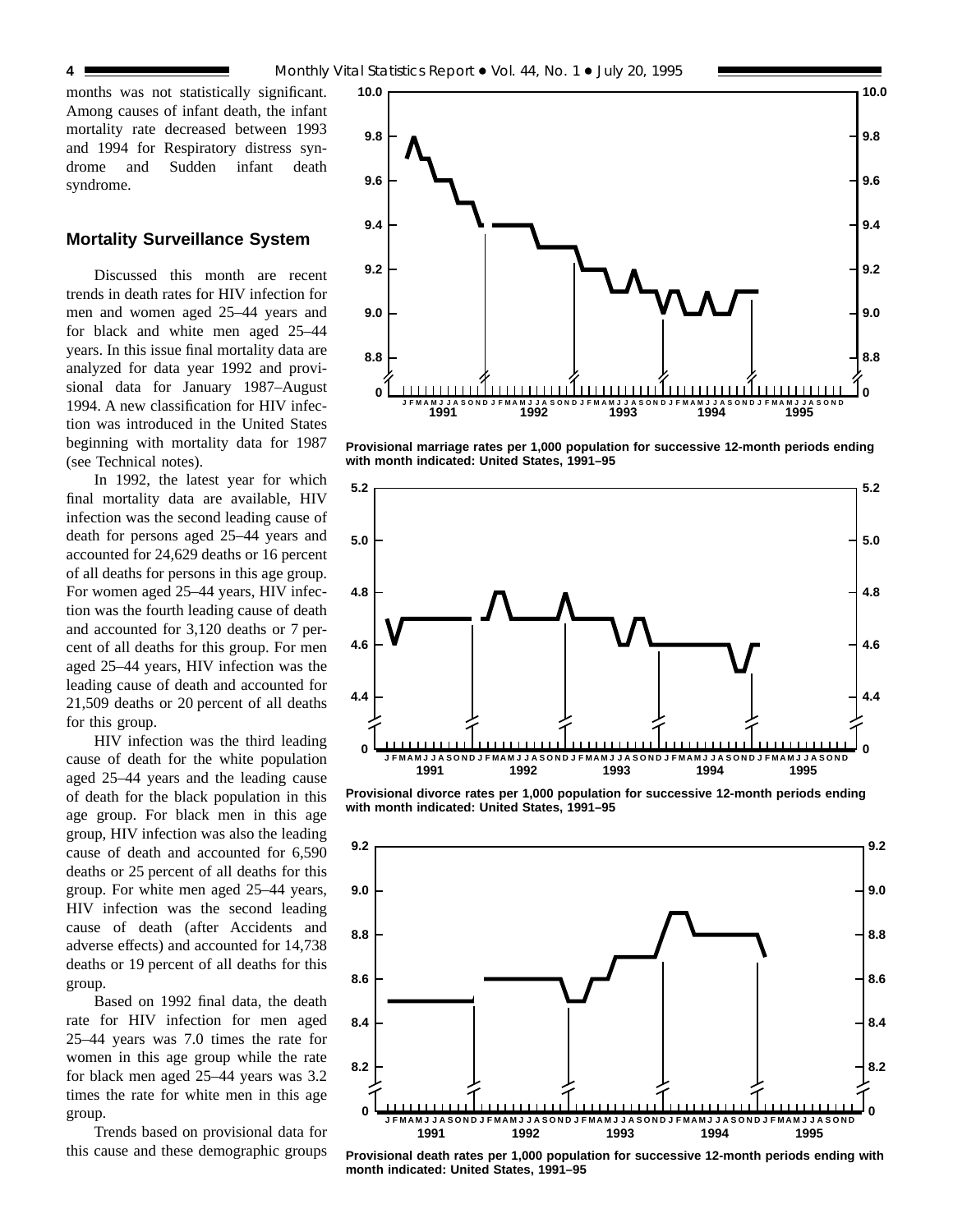months was not statistically significant. Among causes of infant death, the infant mortality rate decreased between 1993 and 1994 for Respiratory distress syndrome and Sudden infant death syndrome.

## Mortality Surveillance System

Discussed this month are recent trends in death rates for HIV infection for men and women aged 25–44 years and for black and white men aged 25–44 years. In this issue final mortality data are analyzed for data year 1992 and provisional data for January 1987–August 1994. A new classification for HIV infection was introduced in the United States beginning with mortality data for 1987 (see Technical notes).

In 1992, the latest year for which final mortality data are available, HIV infection was the second leading cause of death for persons aged 25–44 years and accounted for 24,629 deaths or 16 percent of all deaths for persons in this age group. For women aged 25–44 years, HIV infection was the fourth leading cause of death and accounted for 3,120 deaths or 7 percent of all deaths for this group. For men aged 25–44 years, HIV infection was the leading cause of death and accounted for 21,509 deaths or 20 percent of all deaths for this group.

HIV infection was the third leading cause of death for the white population aged 25–44 years and the leading cause of death for the black population in this age group. For black men in this age group, HIV infection was also the leading cause of death and accounted for 6,590 deaths or 25 percent of all deaths for this group. For white men aged 25–44 years, HIV infection was the second leading cause of death (after Accidents and adverse effects) and accounted for 14,738 deaths or 19 percent of all deaths for this group.

Based on 1992 final data, the death rate for HIV infection for men aged 25–44 years was 7.0 times the rate for women in this age group while the rate for black men aged 25–44 years was 3.2 times the rate for white men in this age group.

Trends based on provisional data for this cause and these demographic groups

**Provisional marriage rates per 1,000 population for successive 12-month periods ending with month indicated: United States, 1991–95**

**Provisional divorce rates per 1,000 population for successive 12-month periods ending with month indicated: United States, 1991–95**

**Provisional death rates per 1,000 population for successive 12-month periods ending with month indicated: United States, 1991–95**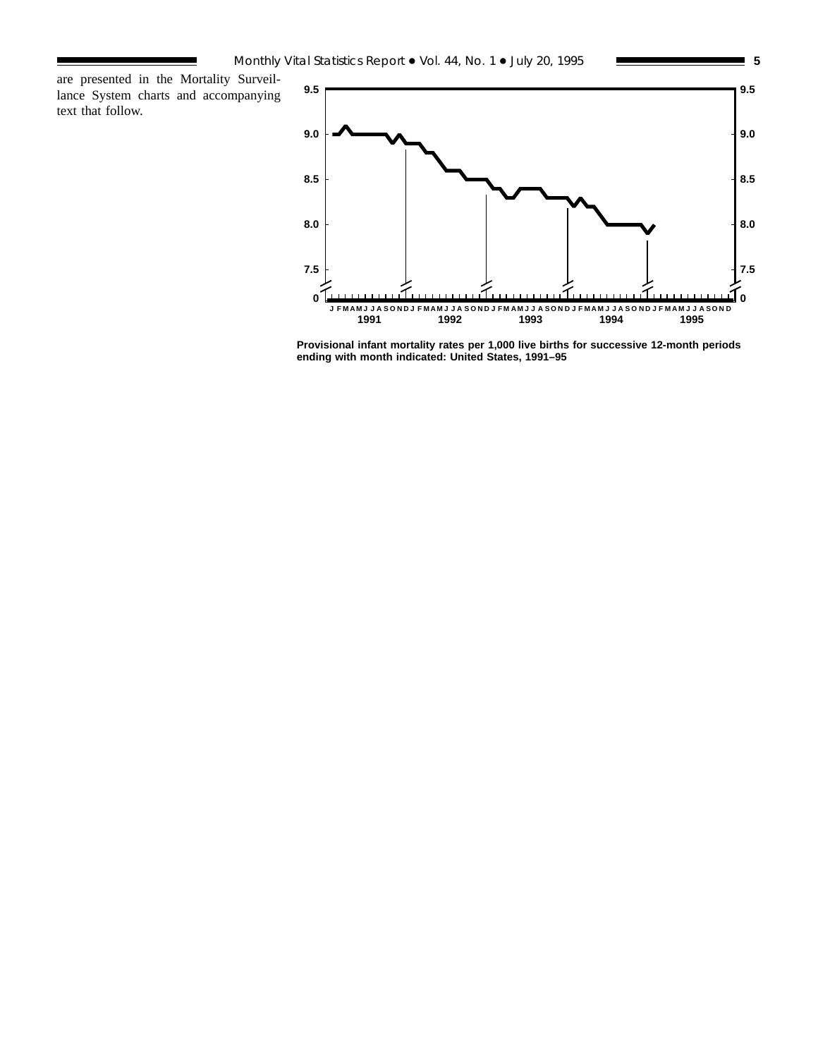are presented in the Mortality Surveillance System charts and accompanying text that follow.

Provisional infant mortality rates per 1,000 live births for successive 12-month periods ending with month indicated: United States, 1991–95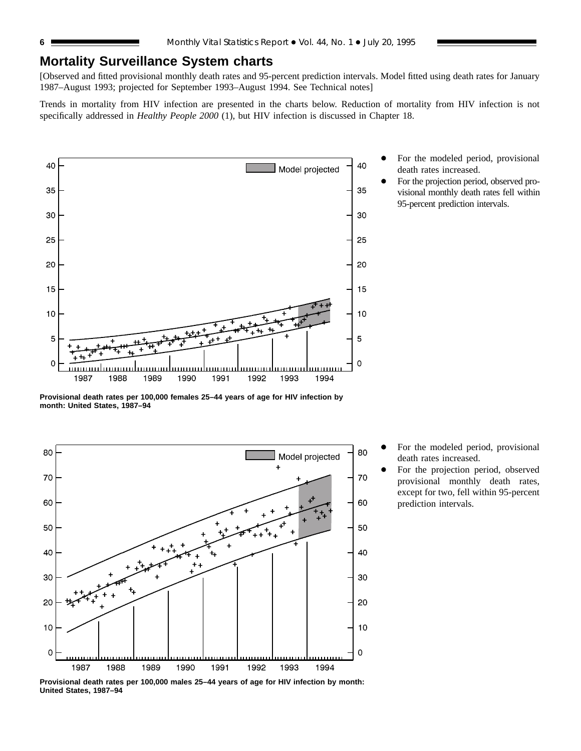## Mortality Surveillance System charts

[Observed and fitted provisional monthly death rates and 95-percent prediction intervals. Model fitted using death rates for January 1987–August 1993; projected for September 1993–August 1994. See Technical notes]

Trends in mortality from HIV infection are presented in the charts below. Reduction of mortality from HIV infection is not specifically addressed in *Healthy People 2000* (1), but HIV infection is discussed in Chapter 18.

- For the modeled period, provisional death rates increased.
- For the projection period, observed provisional monthly death rates fell within 95-percent prediction intervals.

**Provisional death rates per 100,000 females 25–44 years of age for HIV infection by month: United States, 1987–94**

- For the modeled period, provisional death rates increased.
- For the projection period, observed provisional monthly death rates, except for two, fell within 95-percent prediction intervals.

**Provisional death rates per 100,000 males 25–44 years of age for HIV infection by month: United States, 1987–94**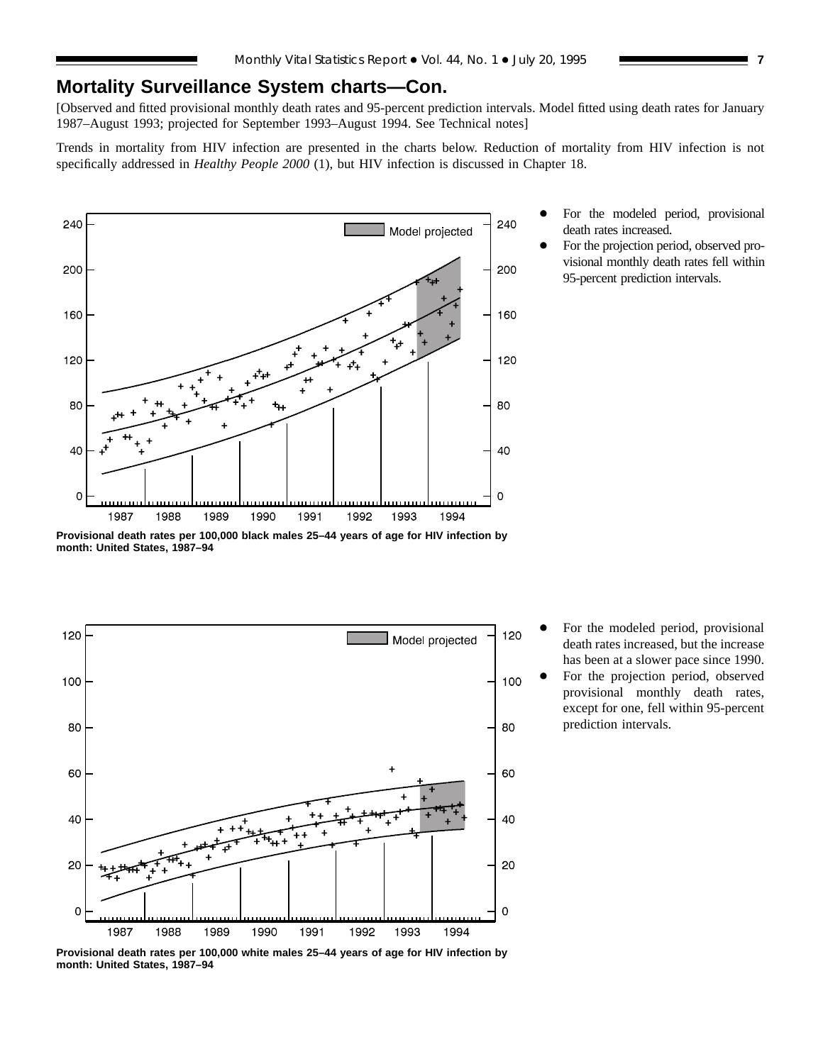## Mortality Surveillance System charts—Con.

[Observed and fitted provisional monthly death rates and 95-percent prediction intervals. Model fitted using death rates for January 1987–August 1993; projected for September 1993–August 1994. See Technical notes]

Trends in mortality from HIV infection are presented in the charts below. Reduction of mortality from HIV infection is not specifically addressed in *Healthy People 2000* (1), but HIV infection is discussed in Chapter 18.

- For the modeled period, provisional death rates increased.
- For the projection period, observed provisional monthly death rates fell within 95-percent prediction intervals.

**Provisional death rates per 100,000 black males 25–44 years of age for HIV infection by month: United States, 1987–94**

- For the modeled period, provisional death rates increased, but the increase has been at a slower pace since 1990.
- For the projection period, observed provisional monthly death rates, except for one, fell within 95-percent prediction intervals.

**Provisional death rates per 100,000 white males 25–44 years of age for HIV infection by month: United States, 1987–94**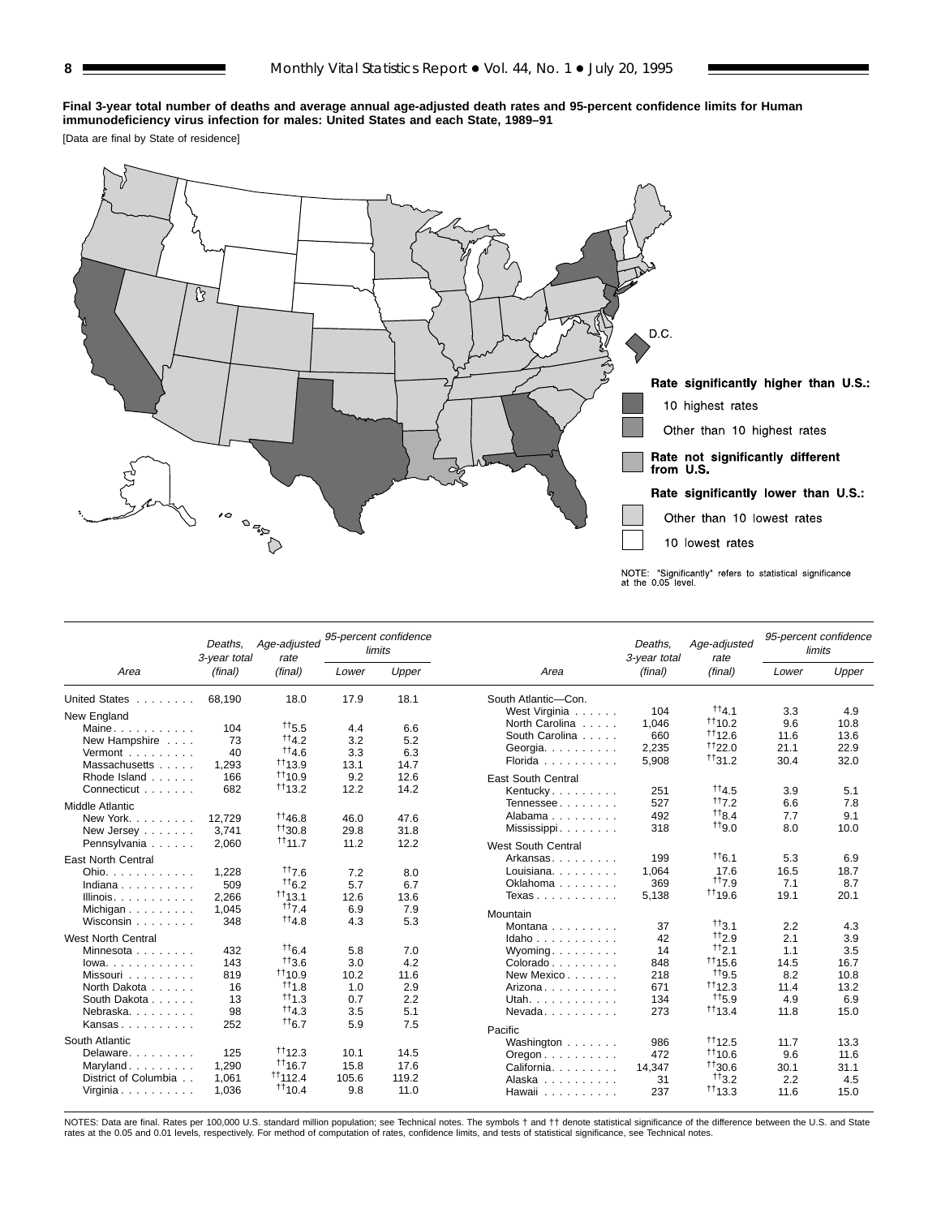**Final 3-year total number of deaths and average annual age-adjusted death rates and 95-percent confidence limits for Human immunodeficiency virus infection for males: United States and each State, 1989–91**

[Data are final by State of residence]

Rate significantly higher than U.S.:

- 10 highest rates
- Other than 10 highest rates

Rate not significantly different from U.S.

Rate significantly lower than U.S.:

- Other than 10 lowest rates
- 10 lowest rates

NOTE: "Significantly" refers to statistical significance at the 0.05 level.

| Area | Deaths, 3-year total (final) | Age-adjusted rate (final) | 95-percent confidence limits | |
|---|---|---|---|---|
| | | | Lower | Upper |
| United States | 68,190 | 18.0 | 17.9 | 18.1 |
| **New England** | | | | |
| Maine | 104 | ††5.5 | 4.4 | 6.6 |
| New Hampshire | 73 | ††4.2 | 3.2 | 5.2 |
| Vermont | 40 | ††4.6 | 3.3 | 6.3 |
| Massachusetts | 1,293 | ††13.9 | 13.1 | 14.7 |
| Rhode Island | 166 | ††10.9 | 9.2 | 12.6 |
| Connecticut | 682 | ††13.2 | 12.2 | 14.2 |
| **Middle Atlantic** | | | | |
| New York | 12,729 | ††46.8 | 46.0 | 47.6 |
| New Jersey | 3,741 | ††30.8 | 29.8 | 31.8 |
| Pennsylvania | 2,060 | ††11.7 | 11.2 | 12.2 |
| **East North Central** | | | | |
| Ohio | 1,228 | ††7.6 | 7.2 | 8.0 |
| Indiana | 509 | ††6.2 | 5.7 | 6.7 |
| Illinois | 2,266 | ††13.1 | 12.6 | 13.6 |
| Michigan | 1,045 | ††7.4 | 6.9 | 7.9 |
| Wisconsin | 348 | ††4.8 | 4.3 | 5.3 |
| **West North Central** | | | | |
| Minnesota | 432 | ††6.4 | 5.8 | 7.0 |
| Iowa | 143 | ††3.6 | 3.0 | 4.2 |
| Missouri | 819 | ††10.9 | 10.2 | 11.6 |
| North Dakota | 16 | ††1.8 | 1.0 | 2.9 |
| South Dakota | 13 | ††1.3 | 0.7 | 2.2 |
| Nebraska | 98 | ††4.3 | 3.5 | 5.1 |
| Kansas | 252 | ††6.7 | 5.9 | 7.5 |
| **South Atlantic** | | | | |
| Delaware | 125 | ††12.3 | 10.1 | 14.5 |
| Maryland | 1,290 | ††16.7 | 15.8 | 17.6 |
| District of Columbia | 1,061 | ††112.4 | 105.6 | 119.2 |
| Virginia | 1,036 | ††10.4 | 9.8 | 11.0 |
| **South Atlantic—Con.** | | | | |
| West Virginia | 104 | ††4.1 | 3.3 | 4.9 |
| North Carolina | 1,046 | ††10.2 | 9.6 | 10.8 |
| South Carolina | 660 | ††12.6 | 11.6 | 13.6 |
| Georgia | 2,235 | ††22.0 | 21.1 | 22.9 |
| Florida | 5,908 | ††31.2 | 30.4 | 32.0 |
| **East South Central** | | | | |
| Kentucky | 251 | ††4.5 | 3.9 | 5.1 |
| Tennessee | 527 | ††7.2 | 6.6 | 7.8 |
| Alabama | 492 | ††8.4 | 7.7 | 9.1 |
| Mississippi | 318 | ††9.0 | 8.0 | 10.0 |
| **West South Central** | | | | |
| Arkansas | 199 | ††6.1 | 5.3 | 6.9 |
| Louisiana | 1,064 | 17.6 | 16.5 | 18.7 |
| Oklahoma | 369 | ††7.9 | 7.1 | 8.7 |
| Texas | 5,138 | ††19.6 | 19.1 | 20.1 |
| **Mountain** | | | | |
| Montana | 37 | ††3.1 | 2.2 | 4.3 |
| Idaho | 42 | ††2.9 | 2.1 | 3.9 |
| Wyoming | 14 | ††2.1 | 1.1 | 3.5 |
| Colorado | 848 | ††15.6 | 14.5 | 16.7 |
| New Mexico | 218 | ††9.5 | 8.2 | 10.8 |
| Arizona | 671 | ††12.3 | 11.4 | 13.2 |
| Utah | 134 | ††5.9 | 4.9 | 6.9 |
| Nevada | 273 | ††13.4 | 11.8 | 15.0 |
| **Pacific** | | | | |
| Washington | 986 | ††12.5 | 11.7 | 13.3 |
| Oregon | 472 | ††10.6 | 9.6 | 11.6 |
| California | 14,347 | ††30.6 | 30.1 | 31.1 |
| Alaska | 31 | ††3.2 | 2.2 | 4.5 |
| Hawaii | 237 | ††13.3 | 11.6 | 15.0 |

NOTES: Data are final. Rates per 100,000 U.S. standard million population; see Technical notes. The symbols † and †† denote statistical significance of the difference between the U.S. and State rates at the 0.05 and 0.01 levels, respectively. For method of computation of rates, confidence limits, and tests of statistical significance, see Technical notes.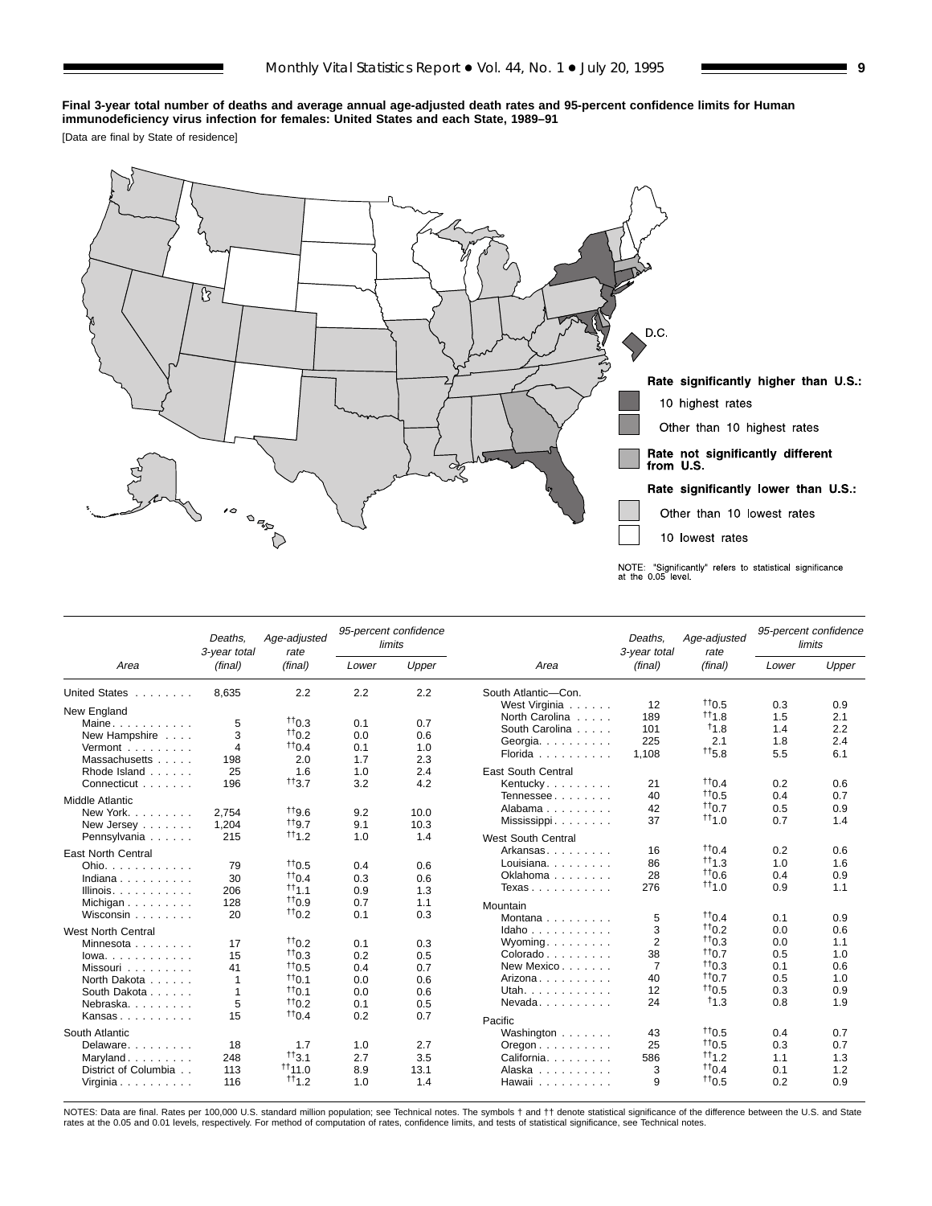**Final 3-year total number of deaths and average annual age-adjusted death rates and 95-percent confidence limits for Human immunodeficiency virus infection for females: United States and each State, 1989–91**

[Data are final by State of residence]

Rate significantly higher than U.S.:
- 10 highest rates
- Other than 10 highest rates

Rate not significantly different from U.S.

Rate significantly lower than U.S.:
- Other than 10 lowest rates
- 10 lowest rates

NOTE: "Significantly" refers to statistical significance at the 0.05 level.

| Area | Deaths, 3-year total (final) | Age-adjusted rate (final) | 95-percent confidence limits | |
|---|---|---|---|---|
| | | | Lower | Upper |
| United States | 8,635 | 2.2 | 2.2 | 2.2 |
| **New England** | | | | |
| Maine | 5 | ††0.3 | 0.1 | 0.7 |
| New Hampshire | 3 | ††0.2 | 0.0 | 0.6 |
| Vermont | 4 | ††0.4 | 0.1 | 1.0 |
| Massachusetts | 198 | 2.0 | 1.7 | 2.3 |
| Rhode Island | 25 | 1.6 | 1.0 | 2.4 |
| Connecticut | 196 | ††3.7 | 3.2 | 4.2 |
| **Middle Atlantic** | | | | |
| New York | 2,754 | ††9.6 | 9.2 | 10.0 |
| New Jersey | 1,204 | ††9.7 | 9.1 | 10.3 |
| Pennsylvania | 215 | ††1.2 | 1.0 | 1.4 |
| **East North Central** | | | | |
| Ohio | 79 | ††0.5 | 0.4 | 0.6 |
| Indiana | 30 | ††0.4 | 0.3 | 0.6 |
| Illinois | 206 | ††1.1 | 0.9 | 1.3 |
| Michigan | 128 | ††0.9 | 0.7 | 1.1 |
| Wisconsin | 20 | ††0.2 | 0.1 | 0.3 |
| **West North Central** | | | | |
| Minnesota | 17 | ††0.2 | 0.1 | 0.3 |
| Iowa | 15 | ††0.3 | 0.2 | 0.5 |
| Missouri | 41 | ††0.5 | 0.4 | 0.7 |
| North Dakota | 1 | ††0.1 | 0.0 | 0.6 |
| South Dakota | 1 | ††0.1 | 0.0 | 0.6 |
| Nebraska | 5 | ††0.2 | 0.1 | 0.5 |
| Kansas | 15 | ††0.4 | 0.2 | 0.7 |
| **South Atlantic** | | | | |
| Delaware | 18 | 1.7 | 1.0 | 2.7 |
| Maryland | 248 | ††3.1 | 2.7 | 3.5 |
| District of Columbia | 113 | ††11.0 | 8.9 | 13.1 |
| Virginia | 116 | ††1.2 | 1.0 | 1.4 |
| **South Atlantic—Con.** | | | | |
| West Virginia | 12 | ††0.5 | 0.3 | 0.9 |
| North Carolina | 189 | ††1.8 | 1.5 | 2.1 |
| South Carolina | 101 | †1.8 | 1.4 | 2.2 |
| Georgia | 225 | 2.1 | 1.8 | 2.4 |
| Florida | 1,108 | ††5.8 | 5.5 | 6.1 |
| **East South Central** | | | | |
| Kentucky | 21 | ††0.4 | 0.2 | 0.6 |
| Tennessee | 40 | ††0.5 | 0.4 | 0.7 |
| Alabama | 42 | ††0.7 | 0.5 | 0.9 |
| Mississippi | 37 | ††1.0 | 0.7 | 1.4 |
| **West South Central** | | | | |
| Arkansas | 16 | ††0.4 | 0.2 | 0.6 |
| Louisiana | 86 | ††1.3 | 1.0 | 1.6 |
| Oklahoma | 28 | ††0.6 | 0.4 | 0.9 |
| Texas | 276 | ††1.0 | 0.9 | 1.1 |
| **Mountain** | | | | |
| Montana | 5 | ††0.4 | 0.1 | 0.9 |
| Idaho | 3 | ††0.2 | 0.0 | 0.6 |
| Wyoming | 2 | ††0.3 | 0.0 | 1.1 |
| Colorado | 38 | ††0.7 | 0.5 | 1.0 |
| New Mexico | 7 | ††0.3 | 0.1 | 0.6 |
| Arizona | 40 | ††0.7 | 0.5 | 1.0 |
| Utah | 12 | ††0.5 | 0.3 | 0.9 |
| Nevada | 24 | †1.3 | 0.8 | 1.9 |
| **Pacific** | | | | |
| Washington | 43 | ††0.5 | 0.4 | 0.7 |
| Oregon | 25 | ††0.5 | 0.3 | 0.7 |
| California | 586 | ††1.2 | 1.1 | 1.3 |
| Alaska | 3 | ††0.4 | 0.1 | 1.2 |
| Hawaii | 9 | ††0.5 | 0.2 | 0.9 |

NOTES: Data are final. Rates per 100,000 U.S. standard million population; see Technical notes. The symbols † and †† denote statistical significance of the difference between the U.S. and State rates at the 0.05 and 0.01 levels, respectively. For method of computation of rates, confidence limits, and tests of statistical significance, see Technical notes.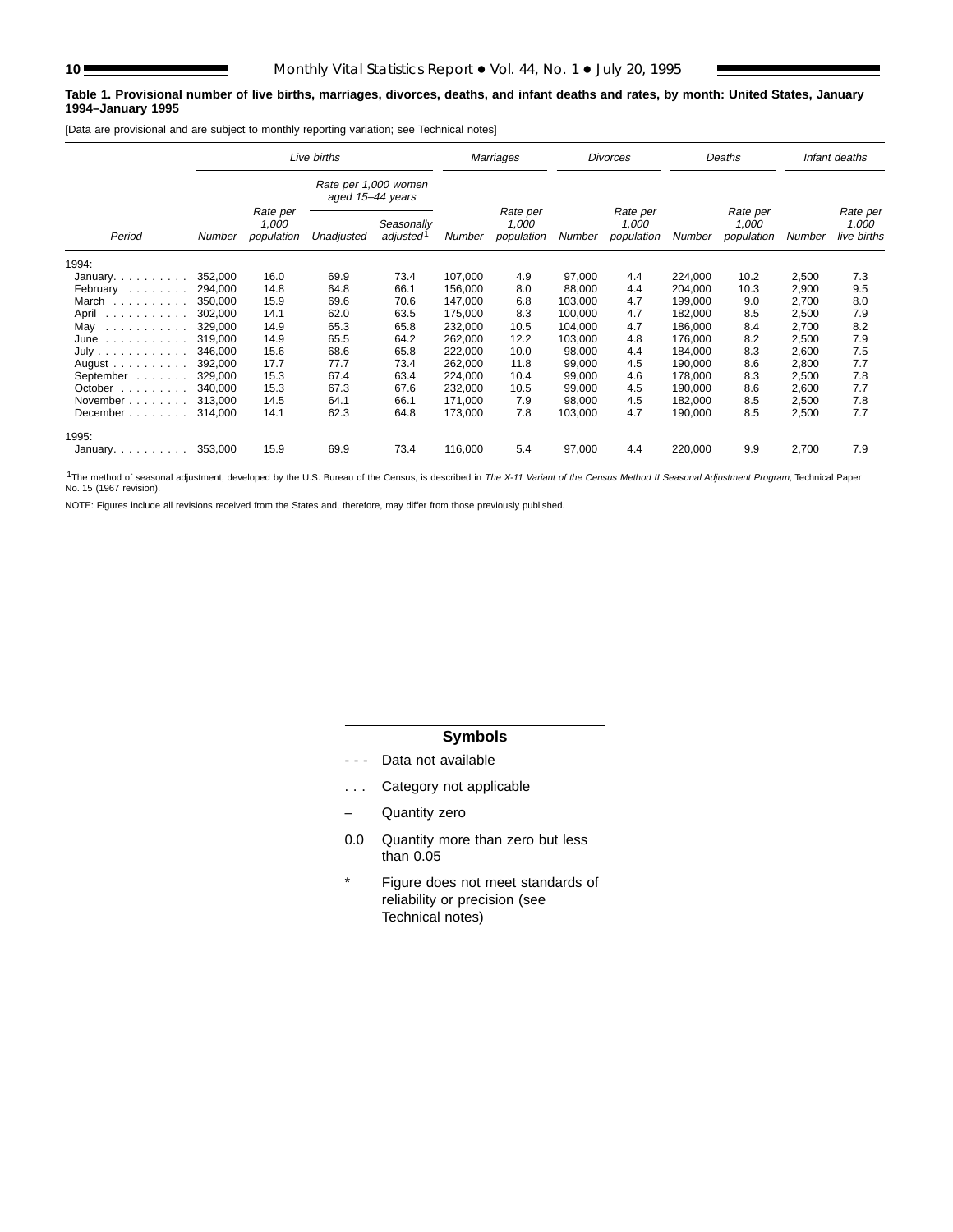**Table 1. Provisional number of live births, marriages, divorces, deaths, and infant deaths and rates, by month: United States, January 1994–January 1995**

[Data are provisional and are subject to monthly reporting variation; see Technical notes]

| Period | Live births | | | | Marriages | | Divorces | | Deaths | | Infant deaths | |
|---|---|---|---|---|---|---|---|---|---|---|---|---|
| | | | Rate per 1,000 women aged 15–44 years | | | | | | | | | |
| | Number | Rate per 1,000 population | Unadjusted | Seasonally adjusted[1] | Number | Rate per 1,000 population | Number | Rate per 1,000 population | Number | Rate per 1,000 population | Number | Rate per 1,000 live births |
| 1994: | | | | | | | | | | | | |
| January | 352,000 | 16.0 | 69.9 | 73.4 | 107,000 | 4.9 | 97,000 | 4.4 | 224,000 | 10.2 | 2,500 | 7.3 |
| February | 294,000 | 14.8 | 64.8 | 66.1 | 156,000 | 8.0 | 88,000 | 4.4 | 204,000 | 10.3 | 2,900 | 9.5 |
| March | 350,000 | 15.9 | 69.6 | 70.6 | 147,000 | 6.8 | 103,000 | 4.7 | 199,000 | 9.0 | 2,700 | 8.0 |
| April | 302,000 | 14.1 | 62.0 | 63.5 | 175,000 | 8.3 | 100,000 | 4.7 | 182,000 | 8.5 | 2,500 | 7.9 |
| May | 329,000 | 14.9 | 65.3 | 65.8 | 232,000 | 10.5 | 104,000 | 4.7 | 186,000 | 8.4 | 2,700 | 8.2 |
| June | 319,000 | 14.9 | 65.5 | 64.2 | 262,000 | 12.2 | 103,000 | 4.8 | 176,000 | 8.2 | 2,500 | 7.9 |
| July | 346,000 | 15.6 | 68.6 | 65.8 | 222,000 | 10.0 | 98,000 | 4.4 | 184,000 | 8.3 | 2,600 | 7.5 |
| August | 392,000 | 17.7 | 77.7 | 73.4 | 262,000 | 11.8 | 99,000 | 4.5 | 190,000 | 8.6 | 2,800 | 7.7 |
| September | 329,000 | 15.3 | 67.4 | 63.4 | 224,000 | 10.4 | 99,000 | 4.6 | 178,000 | 8.3 | 2,500 | 7.8 |
| October | 340,000 | 15.3 | 67.3 | 67.6 | 232,000 | 10.5 | 99,000 | 4.5 | 190,000 | 8.6 | 2,600 | 7.7 |
| November | 313,000 | 14.5 | 64.1 | 66.1 | 171,000 | 7.9 | 98,000 | 4.5 | 182,000 | 8.5 | 2,500 | 7.8 |
| December | 314,000 | 14.1 | 62.3 | 64.8 | 173,000 | 7.8 | 103,000 | 4.7 | 190,000 | 8.5 | 2,500 | 7.7 |
| 1995: | | | | | | | | | | | | |
| January | 353,000 | 15.9 | 69.9 | 73.4 | 116,000 | 5.4 | 97,000 | 4.4 | 220,000 | 9.9 | 2,700 | 7.9 |

[1]The method of seasonal adjustment, developed by the U.S. Bureau of the Census, is described in *The X-11 Variant of the Census Method II Seasonal Adjustment Program*, Technical Paper No. 15 (1967 revision).

NOTE: Figures include all revisions received from the States and, therefore, may differ from those previously published.

**Symbols**

- - - Data not available

. . . Category not applicable

– Quantity zero

0.0 Quantity more than zero but less than 0.05

* Figure does not meet standards of reliability or precision (see Technical notes)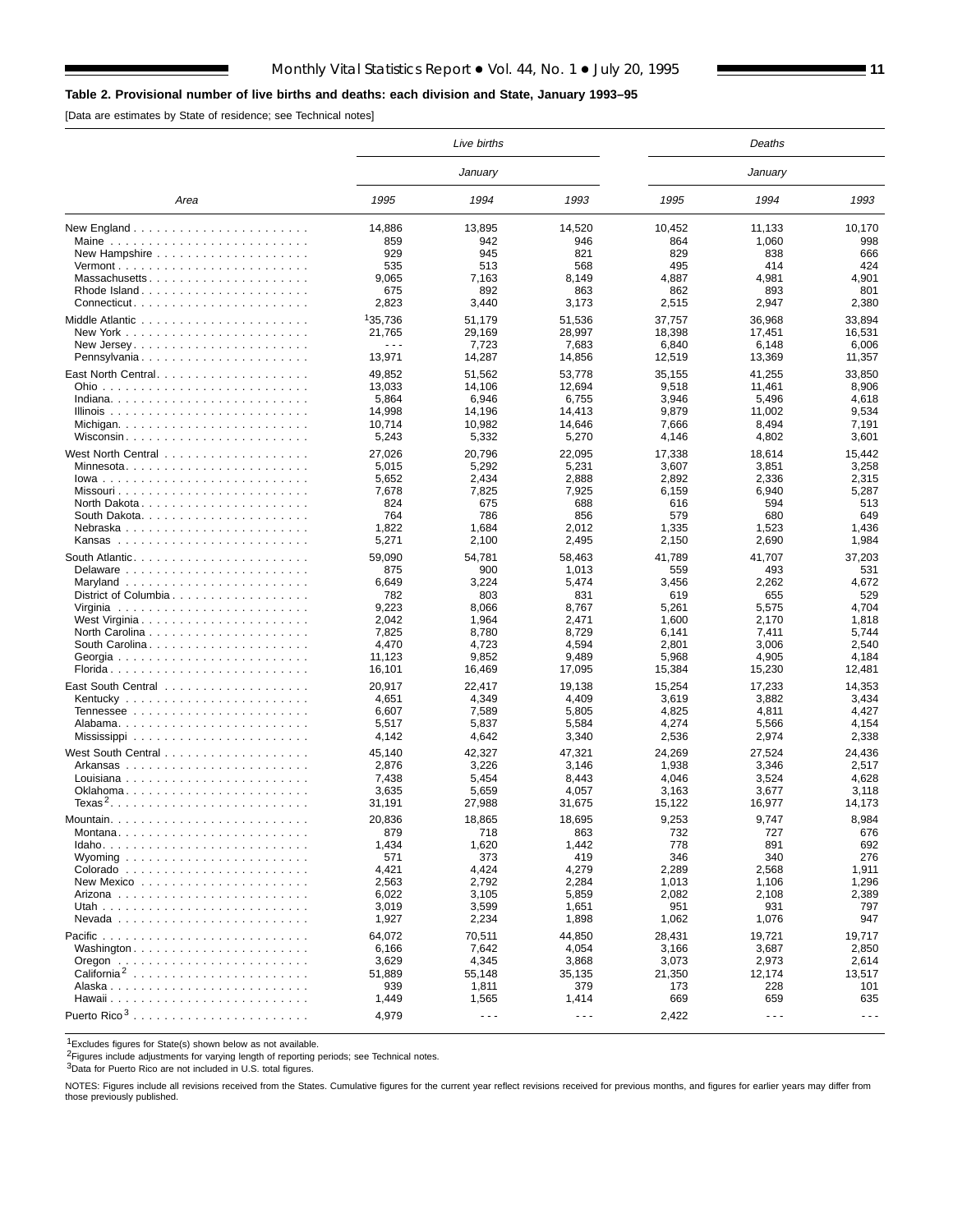**Table 2. Provisional number of live births and deaths: each division and State, January 1993–95**

[Data are estimates by State of residence; see Technical notes]

| Area | Live births | | | Deaths | | |
|---|---|---|---|---|---|---|
| | January | | | January | | |
| | 1995 | 1994 | 1993 | 1995 | 1994 | 1993 |
| New England | 14,886 | 13,895 | 14,520 | 10,452 | 11,133 | 10,170 |
| Maine | 859 | 942 | 946 | 864 | 1,060 | 998 |
| New Hampshire | 929 | 945 | 821 | 829 | 838 | 666 |
| Vermont | 535 | 513 | 568 | 495 | 414 | 424 |
| Massachusetts | 9,065 | 7,163 | 8,149 | 4,887 | 4,981 | 4,901 |
| Rhode Island | 675 | 892 | 863 | 862 | 893 | 801 |
| Connecticut | 2,823 | 3,440 | 3,173 | 2,515 | 2,947 | 2,380 |
| Middle Atlantic | [1]35,736 | 51,179 | 51,536 | 37,757 | 36,968 | 33,894 |
| New York | 21,765 | 29,169 | 28,997 | 18,398 | 17,451 | 16,531 |
| New Jersey | - - - | 7,723 | 7,683 | 6,840 | 6,148 | 6,006 |
| Pennsylvania | 13,971 | 14,287 | 14,856 | 12,519 | 13,369 | 11,357 |
| East North Central | 49,852 | 51,562 | 53,778 | 35,155 | 41,255 | 33,850 |
| Ohio | 13,033 | 14,106 | 12,694 | 9,518 | 11,461 | 8,906 |
| Indiana | 5,864 | 6,946 | 6,755 | 3,946 | 5,496 | 4,618 |
| Illinois | 14,998 | 14,196 | 14,413 | 9,879 | 11,002 | 9,534 |
| Michigan | 10,714 | 10,982 | 14,646 | 7,666 | 8,494 | 7,191 |
| Wisconsin | 5,243 | 5,332 | 5,270 | 4,146 | 4,802 | 3,601 |
| West North Central | 27,026 | 20,796 | 22,095 | 17,338 | 18,614 | 15,442 |
| Minnesota | 5,015 | 5,292 | 5,231 | 3,607 | 3,851 | 3,258 |
| Iowa | 5,652 | 2,434 | 2,888 | 2,892 | 2,336 | 2,315 |
| Missouri | 7,678 | 7,825 | 7,925 | 6,159 | 6,940 | 5,287 |
| North Dakota | 824 | 675 | 688 | 616 | 594 | 513 |
| South Dakota | 764 | 786 | 856 | 579 | 680 | 649 |
| Nebraska | 1,822 | 1,684 | 2,012 | 1,335 | 1,523 | 1,436 |
| Kansas | 5,271 | 2,100 | 2,495 | 2,150 | 2,690 | 1,984 |
| South Atlantic | 59,090 | 54,781 | 58,463 | 41,789 | 41,707 | 37,203 |
| Delaware | 875 | 900 | 1,013 | 559 | 493 | 531 |
| Maryland | 6,649 | 3,224 | 5,474 | 3,456 | 2,262 | 4,672 |
| District of Columbia | 782 | 803 | 831 | 619 | 655 | 529 |
| Virginia | 9,223 | 8,066 | 8,767 | 5,261 | 5,575 | 4,704 |
| West Virginia | 2,042 | 1,964 | 2,471 | 1,600 | 2,170 | 1,818 |
| North Carolina | 7,825 | 8,780 | 8,729 | 6,141 | 7,411 | 5,744 |
| South Carolina | 4,470 | 4,723 | 4,594 | 2,801 | 3,006 | 2,540 |
| Georgia | 11,123 | 9,852 | 9,489 | 5,968 | 4,905 | 4,184 |
| Florida | 16,101 | 16,469 | 17,095 | 15,384 | 15,230 | 12,481 |
| East South Central | 20,917 | 22,417 | 19,138 | 15,254 | 17,233 | 14,353 |
| Kentucky | 4,651 | 4,349 | 4,409 | 3,619 | 3,882 | 3,434 |
| Tennessee | 6,607 | 7,589 | 5,805 | 4,825 | 4,811 | 4,427 |
| Alabama | 5,517 | 5,837 | 5,584 | 4,274 | 5,566 | 4,154 |
| Mississippi | 4,142 | 4,642 | 3,340 | 2,536 | 2,974 | 2,338 |
| West South Central | 45,140 | 42,327 | 47,321 | 24,269 | 27,524 | 24,436 |
| Arkansas | 2,876 | 3,226 | 3,146 | 1,938 | 3,346 | 2,517 |
| Louisiana | 7,438 | 5,454 | 8,443 | 4,046 | 3,524 | 4,628 |
| Oklahoma | 3,635 | 5,659 | 4,057 | 3,163 | 3,677 | 3,118 |
| Texas[2] | 31,191 | 27,988 | 31,675 | 15,122 | 16,977 | 14,173 |
| Mountain | 20,836 | 18,865 | 18,695 | 9,253 | 9,747 | 8,984 |
| Montana | 879 | 718 | 863 | 732 | 727 | 676 |
| Idaho | 1,434 | 1,620 | 1,442 | 778 | 891 | 692 |
| Wyoming | 571 | 373 | 419 | 346 | 340 | 276 |
| Colorado | 4,421 | 4,424 | 4,279 | 2,289 | 2,568 | 1,911 |
| New Mexico | 2,563 | 2,792 | 2,284 | 1,013 | 1,106 | 1,296 |
| Arizona | 6,022 | 3,105 | 5,859 | 2,082 | 2,108 | 2,389 |
| Utah | 3,019 | 3,599 | 1,651 | 951 | 931 | 797 |
| Nevada | 1,927 | 2,234 | 1,898 | 1,062 | 1,076 | 947 |
| Pacific | 64,072 | 70,511 | 44,850 | 28,431 | 19,721 | 19,717 |
| Washington | 6,166 | 7,642 | 4,054 | 3,166 | 3,687 | 2,850 |
| Oregon | 3,629 | 4,345 | 3,868 | 3,073 | 2,973 | 2,614 |
| California[2] | 51,889 | 55,148 | 35,135 | 21,350 | 12,174 | 13,517 |
| Alaska | 939 | 1,811 | 379 | 173 | 228 | 101 |
| Hawaii | 1,449 | 1,565 | 1,414 | 669 | 659 | 635 |
| Puerto Rico[3] | 4,979 | - - - | - - - | 2,422 | - - - | - - - |

[1]Excludes figures for State(s) shown below as not available.

[2]Figures include adjustments for varying length of reporting periods; see Technical notes.

[3]Data for Puerto Rico are not included in U.S. total figures.

NOTES: Figures include all revisions received from the States. Cumulative figures for the current year reflect revisions received for previous months, and figures for earlier years may differ from those previously published.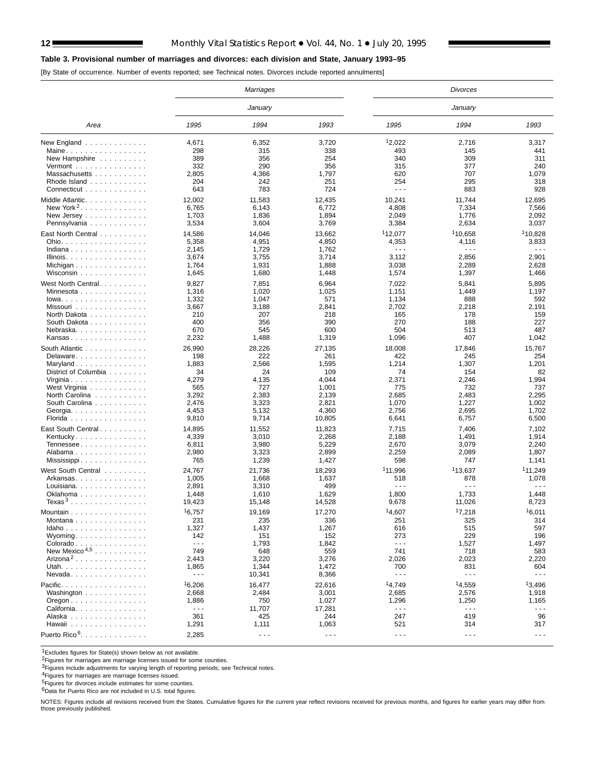**Table 3. Provisional number of marriages and divorces: each division and State, January 1993–95**

[By State of occurrence. Number of events reported; see Technical notes. Divorces include reported annulments]

| Area | Marriages | | | Divorces | | |
|---|---|---|---|---|---|---|
| | January | | | January | | |
| | 1995 | 1994 | 1993 | 1995 | 1994 | 1993 |
| New England | 4,671 | 6,352 | 3,720 | [1]2,022 | 2,716 | 3,317 |
| Maine | 298 | 315 | 338 | 493 | 145 | 441 |
| New Hampshire | 389 | 356 | 254 | 340 | 309 | 311 |
| Vermont | 332 | 290 | 356 | 315 | 377 | 240 |
| Massachusetts | 2,805 | 4,366 | 1,797 | 620 | 707 | 1,079 |
| Rhode Island | 204 | 242 | 251 | 254 | 295 | 318 |
| Connecticut | 643 | 783 | 724 | - - - | 883 | 928 |
| Middle Atlantic | 12,002 | 11,583 | 12,435 | 10,241 | 11,744 | 12,695 |
| New York[2] | 6,765 | 6,143 | 6,772 | 4,808 | 7,334 | 7,566 |
| New Jersey | 1,703 | 1,836 | 1,894 | 2,049 | 1,776 | 2,092 |
| Pennsylvania | 3,534 | 3,604 | 3,769 | 3,384 | 2,634 | 3,037 |
| East North Central | 14,586 | 14,046 | 13,662 | [1]12,077 | [1]10,658 | [1]10,828 |
| Ohio | 5,358 | 4,951 | 4,850 | 4,353 | 4,116 | 3,833 |
| Indiana | 2,145 | 1,729 | 1,762 | - - - | - - - | - - - |
| Illinois | 3,674 | 3,755 | 3,714 | 3,112 | 2,856 | 2,901 |
| Michigan | 1,764 | 1,931 | 1,888 | 3,038 | 2,289 | 2,628 |
| Wisconsin | 1,645 | 1,680 | 1,448 | 1,574 | 1,397 | 1,466 |
| West North Central | 9,827 | 7,851 | 6,964 | 7,022 | 5,841 | 5,895 |
| Minnesota | 1,316 | 1,020 | 1,025 | 1,151 | 1,449 | 1,197 |
| Iowa | 1,332 | 1,047 | 571 | 1,134 | 888 | 592 |
| Missouri | 3,667 | 3,188 | 2,841 | 2,702 | 2,218 | 2,191 |
| North Dakota | 210 | 207 | 218 | 165 | 178 | 159 |
| South Dakota | 400 | 356 | 390 | 270 | 188 | 227 |
| Nebraska | 670 | 545 | 600 | 504 | 513 | 487 |
| Kansas | 2,232 | 1,488 | 1,319 | 1,096 | 407 | 1,042 |
| South Atlantic | 26,990 | 28,226 | 27,135 | 18,008 | 17,846 | 15,767 |
| Delaware | 198 | 222 | 261 | 422 | 245 | 254 |
| Maryland | 1,883 | 2,566 | 1,595 | 1,214 | 1,307 | 1,201 |
| District of Columbia | 34 | 24 | 109 | 74 | 154 | 82 |
| Virginia | 4,279 | 4,135 | 4,044 | 2,371 | 2,246 | 1,994 |
| West Virginia | 565 | 727 | 1,001 | 775 | 732 | 737 |
| North Carolina | 3,292 | 2,383 | 2,139 | 2,685 | 2,483 | 2,295 |
| South Carolina | 2,476 | 3,323 | 2,821 | 1,070 | 1,227 | 1,002 |
| Georgia | 4,453 | 5,132 | 4,360 | 2,756 | 2,695 | 1,702 |
| Florida | 9,810 | 9,714 | 10,805 | 6,641 | 6,757 | 6,500 |
| East South Central | 14,895 | 11,552 | 11,823 | 7,715 | 7,406 | 7,102 |
| Kentucky | 4,339 | 3,010 | 2,268 | 2,188 | 1,491 | 1,914 |
| Tennessee | 6,811 | 3,980 | 5,229 | 2,670 | 3,079 | 2,240 |
| Alabama | 2,980 | 3,323 | 2,899 | 2,259 | 2,089 | 1,807 |
| Mississippi | 765 | 1,239 | 1,427 | 598 | 747 | 1,141 |
| West South Central | 24,767 | 21,736 | 18,293 | [1]11,996 | [1]13,637 | [1]11,249 |
| Arkansas | 1,005 | 1,668 | 1,637 | 518 | 878 | 1,078 |
| Louisiana | 2,891 | 3,310 | 499 | - - - | - - - | - - - |
| Oklahoma | 1,448 | 1,610 | 1,629 | 1,800 | 1,733 | 1,448 |
| Texas[3] | 19,423 | 15,148 | 14,528 | 9,678 | 11,026 | 8,723 |
| Mountain | [1]6,757 | 19,169 | 17,270 | [1]4,607 | [1]7,218 | [1]6,011 |
| Montana | 231 | 235 | 336 | 251 | 325 | 314 |
| Idaho | 1,327 | 1,437 | 1,267 | 616 | 515 | 597 |
| Wyoming | 142 | 151 | 152 | 273 | 229 | 196 |
| Colorado | - - - | 1,793 | 1,842 | - - - | 1,527 | 1,497 |
| New Mexico[4,5] | 749 | 648 | 559 | 741 | 718 | 583 |
| Arizona[2] | 2,443 | 3,220 | 3,276 | 2,026 | 2,023 | 2,220 |
| Utah | 1,865 | 1,344 | 1,472 | 700 | 831 | 604 |
| Nevada | - - - | 10,341 | 8,366 | - - - | - - - | - - - |
| Pacific | [1]6,206 | 16,477 | 22,616 | [1]4,749 | [1]4,559 | [1]3,496 |
| Washington | 2,668 | 2,484 | 3,001 | 2,685 | 2,576 | 1,918 |
| Oregon | 1,886 | 750 | 1,027 | 1,296 | 1,250 | 1,165 |
| California | - - - | 11,707 | 17,281 | - - - | - - - | - - - |
| Alaska | 361 | 425 | 244 | 247 | 419 | 96 |
| Hawaii | 1,291 | 1,111 | 1,063 | 521 | 314 | 317 |
| Puerto Rico[6] | 2,285 | - - - | - - - | - - - | - - - | - - - |

[1]Excludes figures for State(s) shown below as not available.
[2]Figures for marriages are marriage licenses issued for some counties.
[3]Figures include adjustments for varying length of reporting periods; see Technical notes.
[4]Figures for marriages are marriage licenses issued.
[5]Figures for divorces include estimates for some counties.
[6]Data for Puerto Rico are not included in U.S. total figures.

NOTES: Figures include all revisions received from the States. Cumulative figures for the current year reflect revisions received for previous months, and figures for earlier years may differ from those previously published.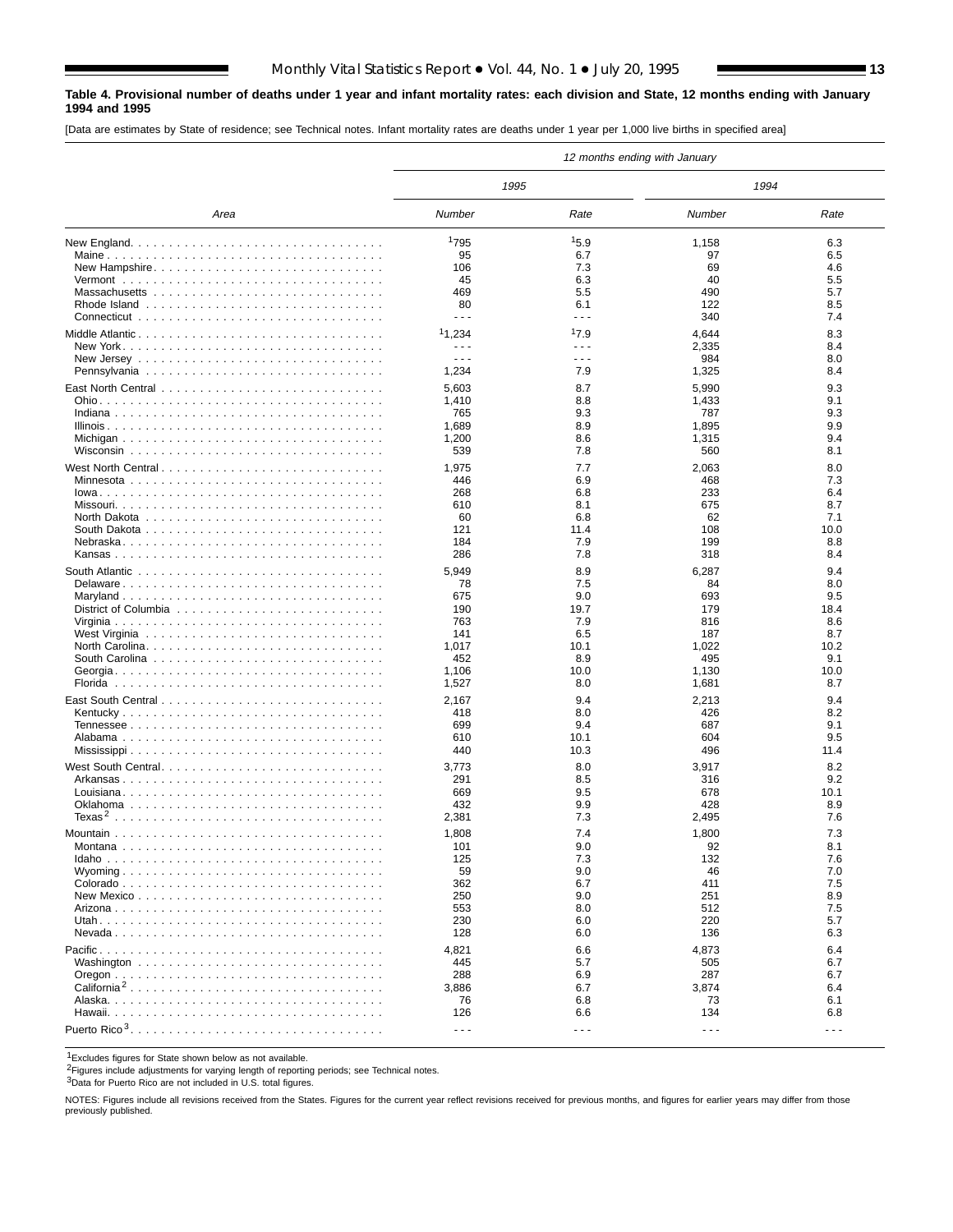**Table 4. Provisional number of deaths under 1 year and infant mortality rates: each division and State, 12 months ending with January 1994 and 1995**

[Data are estimates by State of residence; see Technical notes. Infant mortality rates are deaths under 1 year per 1,000 live births in specified area]

| Area | 12 months ending with January | | | |
|---|---|---|---|---|
| | 1995 | | 1994 | |
| | Number | Rate | Number | Rate |
| New England | [1]795 | [1]5.9 | 1,158 | 6.3 |
| Maine | 95 | 6.7 | 97 | 6.5 |
| New Hampshire | 106 | 7.3 | 69 | 4.6 |
| Vermont | 45 | 6.3 | 40 | 5.5 |
| Massachusetts | 469 | 5.5 | 490 | 5.7 |
| Rhode Island | 80 | 6.1 | 122 | 8.5 |
| Connecticut | - - - | - - - | 340 | 7.4 |
| Middle Atlantic | [1]1,234 | [1]7.9 | 4,644 | 8.3 |
| New York | - - - | - - - | 2,335 | 8.4 |
| New Jersey | - - - | - - - | 984 | 8.0 |
| Pennsylvania | 1,234 | 7.9 | 1,325 | 8.4 |
| East North Central | 5,603 | 8.7 | 5,990 | 9.3 |
| Ohio | 1,410 | 8.8 | 1,433 | 9.1 |
| Indiana | 765 | 9.3 | 787 | 9.3 |
| Illinois | 1,689 | 8.9 | 1,895 | 9.9 |
| Michigan | 1,200 | 8.6 | 1,315 | 9.4 |
| Wisconsin | 539 | 7.8 | 560 | 8.1 |
| West North Central | 1,975 | 7.7 | 2,063 | 8.0 |
| Minnesota | 446 | 6.9 | 468 | 7.3 |
| Iowa | 268 | 6.8 | 233 | 6.4 |
| Missouri | 610 | 8.1 | 675 | 8.7 |
| North Dakota | 60 | 6.8 | 62 | 7.1 |
| South Dakota | 121 | 11.4 | 108 | 10.0 |
| Nebraska | 184 | 7.9 | 199 | 8.8 |
| Kansas | 286 | 7.8 | 318 | 8.4 |
| South Atlantic | 5,949 | 8.9 | 6,287 | 9.4 |
| Delaware | 78 | 7.5 | 84 | 8.0 |
| Maryland | 675 | 9.0 | 693 | 9.5 |
| District of Columbia | 190 | 19.7 | 179 | 18.4 |
| Virginia | 763 | 7.9 | 816 | 8.6 |
| West Virginia | 141 | 6.5 | 187 | 8.7 |
| North Carolina | 1,017 | 10.1 | 1,022 | 10.2 |
| South Carolina | 452 | 8.9 | 495 | 9.1 |
| Georgia | 1,106 | 10.0 | 1,130 | 10.0 |
| Florida | 1,527 | 8.0 | 1,681 | 8.7 |
| East South Central | 2,167 | 9.4 | 2,213 | 9.4 |
| Kentucky | 418 | 8.0 | 426 | 8.2 |
| Tennessee | 699 | 9.4 | 687 | 9.1 |
| Alabama | 610 | 10.1 | 604 | 9.5 |
| Mississippi | 440 | 10.3 | 496 | 11.4 |
| West South Central | 3,773 | 8.0 | 3,917 | 8.2 |
| Arkansas | 291 | 8.5 | 316 | 9.2 |
| Louisiana | 669 | 9.5 | 678 | 10.1 |
| Oklahoma | 432 | 9.9 | 428 | 8.9 |
| Texas[2] | 2,381 | 7.3 | 2,495 | 7.6 |
| Mountain | 1,808 | 7.4 | 1,800 | 7.3 |
| Montana | 101 | 9.0 | 92 | 8.1 |
| Idaho | 125 | 7.3 | 132 | 7.6 |
| Wyoming | 59 | 9.0 | 46 | 7.0 |
| Colorado | 362 | 6.7 | 411 | 7.5 |
| New Mexico | 250 | 9.0 | 251 | 8.9 |
| Arizona | 553 | 8.0 | 512 | 7.5 |
| Utah | 230 | 6.0 | 220 | 5.7 |
| Nevada | 128 | 6.0 | 136 | 6.3 |
| Pacific | 4,821 | 6.6 | 4,873 | 6.4 |
| Washington | 445 | 5.7 | 505 | 6.7 |
| Oregon | 288 | 6.9 | 287 | 6.7 |
| California[2] | 3,886 | 6.7 | 3,874 | 6.4 |
| Alaska | 76 | 6.8 | 73 | 6.1 |
| Hawaii | 126 | 6.6 | 134 | 6.8 |
| Puerto Rico[3] | - - - | - - - | - - - | - - - |

[1]Excludes figures for State shown below as not available.

[2]Figures include adjustments for varying length of reporting periods; see Technical notes.

[3]Data for Puerto Rico are not included in U.S. total figures.

NOTES: Figures include all revisions received from the States. Figures for the current year reflect revisions received for previous months, and figures for earlier years may differ from those previously published.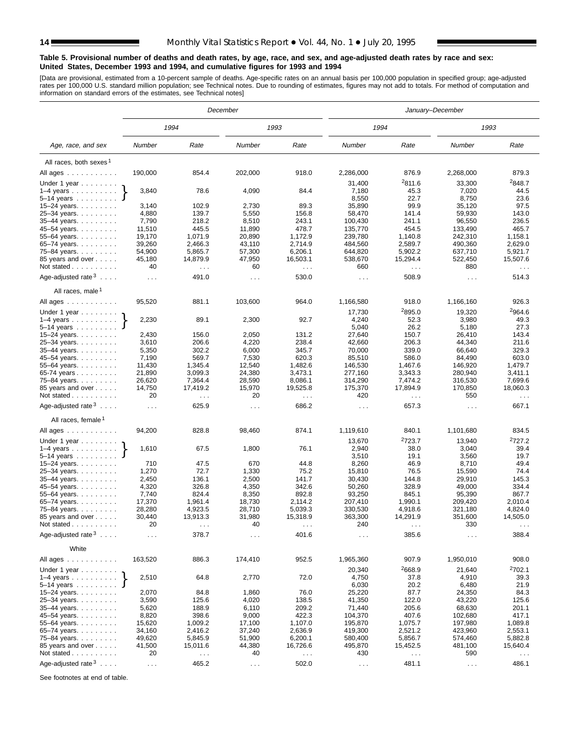**Table 5. Provisional number of deaths and death rates, by age, race, and sex, and age-adjusted death rates by race and sex: United States, December 1993 and 1994, and cumulative figures for 1993 and 1994**

[Data are provisional, estimated from a 10-percent sample of deaths. Age-specific rates on an annual basis per 100,000 population in specified group; age-adjusted rates per 100,000 U.S. standard million population; see Technical notes. Due to rounding of estimates, figures may not add to totals. For method of computation and information on standard errors of the estimates, see Technical notes]

| Age, race, and sex | December | | | | January–December | | | |
|---|---|---|---|---|---|---|---|---|
| | 1994 | | 1993 | | 1994 | | 1993 | |
| | Number | Rate | Number | Rate | Number | Rate | Number | Rate |
| **All races, both sexes[1]** | | | | | | | | |
| All ages | 190,000 | 854.4 | 202,000 | 918.0 | 2,286,000 | 876.9 | 2,268,000 | 879.3 |
| Under 1 year | 3,840 | 78.6 | 4,090 | 84.4 | 31,400 | [2]811.6 | 33,300 | [2]848.7 |
| 1–4 years | | | | | 7,180 | 45.3 | 7,020 | 44.5 |
| 5–14 years | | | | | 8,550 | 22.7 | 8,750 | 23.6 |
| 15–24 years | 3,140 | 102.9 | 2,730 | 89.3 | 35,890 | 99.9 | 35,120 | 97.5 |
| 25–34 years | 4,880 | 139.7 | 5,550 | 156.8 | 58,470 | 141.4 | 59,930 | 143.0 |
| 35–44 years | 7,790 | 218.2 | 8,510 | 243.1 | 100,430 | 241.1 | 96,550 | 236.5 |
| 45–54 years | 11,510 | 445.5 | 11,890 | 478.7 | 135,770 | 454.5 | 133,490 | 465.7 |
| 55–64 years | 19,170 | 1,071.9 | 20,890 | 1,172.9 | 239,780 | 1,140.8 | 242,310 | 1,158.1 |
| 65–74 years | 39,260 | 2,466.3 | 43,110 | 2,714.9 | 484,560 | 2,589.7 | 490,360 | 2,629.0 |
| 75–84 years | 54,900 | 5,865.7 | 57,300 | 6,206.1 | 644,820 | 5,902.2 | 637,710 | 5,921.7 |
| 85 years and over | 45,180 | 14,879.9 | 47,950 | 16,503.1 | 538,670 | 15,294.4 | 522,450 | 15,507.6 |
| Not stated | 40 | . . . | 60 | . . . | 660 | . . . | 880 | . . . |
| Age-adjusted rate[3] | . . . | 491.0 | . . . | 530.0 | . . . | 508.9 | . . . | 514.3 |
| **All races, male[1]** | | | | | | | | |
| All ages | 95,520 | 881.1 | 103,600 | 964.0 | 1,166,580 | 918.0 | 1,166,160 | 926.3 |
| Under 1 year | 2,230 | 89.1 | 2,300 | 92.7 | 17,730 | [2]895.0 | 19,320 | [2]964.6 |
| 1–4 years | | | | | 4,240 | 52.3 | 3,980 | 49.3 |
| 5–14 years | | | | | 5,040 | 26.2 | 5,180 | 27.3 |
| 15–24 years | 2,430 | 156.0 | 2,050 | 131.2 | 27,640 | 150.7 | 26,410 | 143.4 |
| 25–34 years | 3,610 | 206.6 | 4,220 | 238.4 | 42,660 | 206.3 | 44,340 | 211.6 |
| 35–44 years | 5,350 | 302.2 | 6,000 | 345.7 | 70,000 | 339.0 | 66,640 | 329.3 |
| 45–54 years | 7,190 | 569.7 | 7,530 | 620.3 | 85,510 | 586.0 | 84,490 | 603.0 |
| 55–64 years | 11,430 | 1,345.4 | 12,540 | 1,482.6 | 146,530 | 1,467.6 | 146,920 | 1,479.7 |
| 65-74 years | 21,890 | 3,099.3 | 24,380 | 3,473.1 | 277,160 | 3,343.3 | 280,940 | 3,411.1 |
| 75–84 years | 26,620 | 7,364.4 | 28,590 | 8,086.1 | 314,290 | 7,474.2 | 316,530 | 7,699.6 |
| 85 years and over | 14,750 | 17,419.2 | 15,970 | 19,525.8 | 175,370 | 17,894.9 | 170,850 | 18,060.3 |
| Not stated | 20 | . . . | 20 | . . . | 420 | . . . | 550 | . . . |
| Age-adjusted rate[3] | . . . | 625.9 | . . . | 686.2 | . . . | 657.3 | . . . | 667.1 |
| **All races, female[1]** | | | | | | | | |
| All ages | 94,200 | 828.8 | 98,460 | 874.1 | 1,119,610 | 840.1 | 1,101,680 | 834.5 |
| Under 1 year | 1,610 | 67.5 | 1,800 | 76.1 | 13,670 | [2]723.7 | 13,940 | [2]727.2 |
| 1–4 years | | | | | 2,940 | 38.0 | 3,040 | 39.4 |
| 5–14 years | | | | | 3,510 | 19.1 | 3,560 | 19.7 |
| 15–24 years | 710 | 47.5 | 670 | 44.8 | 8,260 | 46.9 | 8,710 | 49.4 |
| 25–34 years | 1,270 | 72.7 | 1,330 | 75.2 | 15,810 | 76.5 | 15,590 | 74.4 |
| 35–44 years | 2,450 | 136.1 | 2,500 | 141.7 | 30,430 | 144.8 | 29,910 | 145.3 |
| 45–54 years | 4,320 | 326.8 | 4,350 | 342.6 | 50,260 | 328.9 | 49,000 | 334.4 |
| 55–64 years | 7,740 | 824.4 | 8,350 | 892.8 | 93,250 | 845.1 | 95,390 | 867.7 |
| 65–74 years | 17,370 | 1,961.4 | 18,730 | 2,114.2 | 207,410 | 1,990.1 | 209,420 | 2,010.4 |
| 75–84 years | 28,280 | 4,923.5 | 28,710 | 5,039.3 | 330,530 | 4,918.6 | 321,180 | 4,824.0 |
| 85 years and over | 30,440 | 13,913.3 | 31,980 | 15,318.9 | 363,300 | 14,291.9 | 351,600 | 14,505.0 |
| Not stated | 20 | . . . | 40 | . . . | 240 | . . . | 330 | . . . |
| Age-adjusted rate[3] | . . . | 378.7 | . . . | 401.6 | . . . | 385.6 | . . . | 388.4 |
| **White** | | | | | | | | |
| All ages | 163,520 | 886.3 | 174,410 | 952.5 | 1,965,360 | 907.9 | 1,950,010 | 908.0 |
| Under 1 year | 2,510 | 64.8 | 2,770 | 72.0 | 20,340 | [2]668.9 | 21,640 | [2]702.1 |
| 1–4 years | | | | | 4,750 | 37.8 | 4,910 | 39.3 |
| 5–14 years | | | | | 6,030 | 20.2 | 6,480 | 21.9 |
| 15–24 years | 2,070 | 84.8 | 1,860 | 76.0 | 25,220 | 87.7 | 24,350 | 84.3 |
| 25–34 years | 3,590 | 125.6 | 4,020 | 138.5 | 41,350 | 122.0 | 43,220 | 125.6 |
| 35–44 years | 5,620 | 188.9 | 6,110 | 209.2 | 71,440 | 205.6 | 68,630 | 201.1 |
| 45–54 years | 8,820 | 398.6 | 9,000 | 422.3 | 104,370 | 407.6 | 102,680 | 417.1 |
| 55–64 years | 15,620 | 1,009.2 | 17,100 | 1,107.0 | 195,870 | 1,075.7 | 197,980 | 1,089.8 |
| 65–74 years | 34,160 | 2,416.2 | 37,240 | 2,636.9 | 419,300 | 2,521.2 | 423,960 | 2,553.1 |
| 75–84 years | 49,620 | 5,845.9 | 51,900 | 6,200.1 | 580,400 | 5,856.7 | 574,460 | 5,882.8 |
| 85 years and over | 41,500 | 15,011.6 | 44,380 | 16,726.6 | 495,870 | 15,452.5 | 481,100 | 15,640.4 |
| Not stated | 20 | . . . | 40 | . . . | 430 | . . . | 590 | . . . |
| Age-adjusted rate[3] | . . . | 465.2 | . . . | 502.0 | . . . | 481.1 | . . . | 486.1 |

Note: For December, the figures shown on the "Under 1 year" rows cover the combined ages under 1 year, 1–4 years, and 5–14 years (bracketed in the source).

See footnotes at end of table.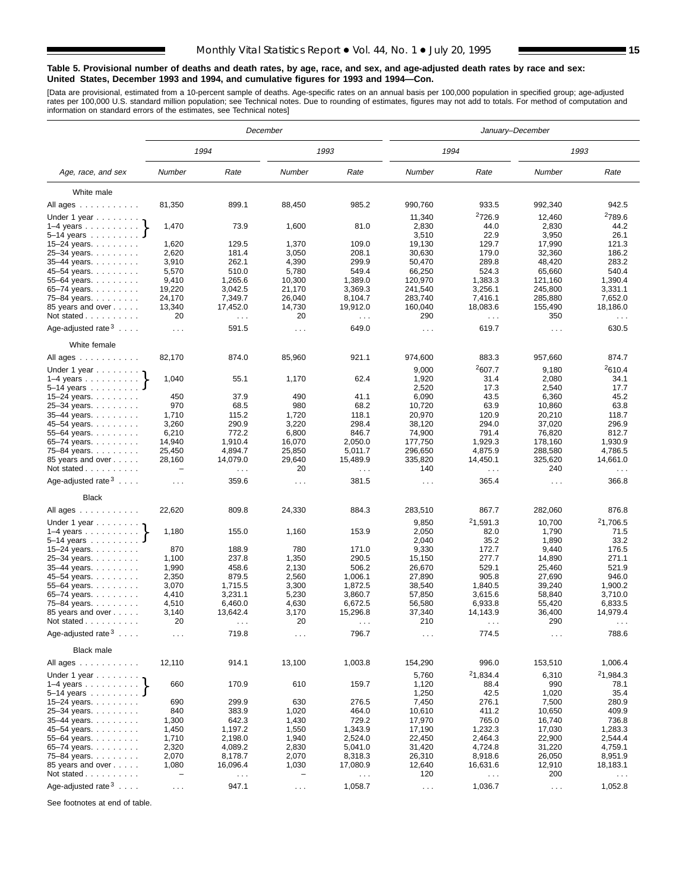**Table 5. Provisional number of deaths and death rates, by age, race, and sex, and age-adjusted death rates by race and sex: United States, December 1993 and 1994, and cumulative figures for 1993 and 1994—Con.**

[Data are provisional, estimated from a 10-percent sample of deaths. Age-specific rates on an annual basis per 100,000 population in specified group; age-adjusted rates per 100,000 U.S. standard million population; see Technical notes. Due to rounding of estimates, figures may not add to totals. For method of computation and information on standard errors of the estimates, see Technical notes]

| Age, race, and sex | December | | | | January–December | | | |
|---|---|---|---|---|---|---|---|---|
| | 1994 | | 1993 | | 1994 | | 1993 | |
| | Number | Rate | Number | Rate | Number | Rate | Number | Rate |
| **White male** | | | | | | | | |
| All ages | 81,350 | 899.1 | 88,450 | 985.2 | 990,760 | 933.5 | 992,340 | 942.5 |
| Under 1 year | 1,470 | 73.9 | 1,600 | 81.0 | 11,340 | [2]726.9 | 12,460 | [2]789.6 |
| 1–4 years | | | | | 2,830 | 44.0 | 2,830 | 44.2 |
| 5–14 years | | | | | 3,510 | 22.9 | 3,950 | 26.1 |
| 15–24 years | 1,620 | 129.5 | 1,370 | 109.0 | 19,130 | 129.7 | 17,990 | 121.3 |
| 25–34 years | 2,620 | 181.4 | 3,050 | 208.1 | 30,630 | 179.0 | 32,360 | 186.2 |
| 35–44 years | 3,910 | 262.1 | 4,390 | 299.9 | 50,470 | 289.8 | 48,420 | 283.2 |
| 45–54 years | 5,570 | 510.0 | 5,780 | 549.4 | 66,250 | 524.3 | 65,660 | 540.4 |
| 55–64 years | 9,410 | 1,265.6 | 10,300 | 1,389.0 | 120,970 | 1,383.3 | 121,160 | 1,390.4 |
| 65–74 years | 19,220 | 3,042.5 | 21,170 | 3,369.3 | 241,540 | 3,256.1 | 245,800 | 3,331.1 |
| 75–84 years | 24,170 | 7,349.7 | 26,040 | 8,104.7 | 283,740 | 7,416.1 | 285,880 | 7,652.0 |
| 85 years and over | 13,340 | 17,452.0 | 14,730 | 19,912.0 | 160,040 | 18,083.6 | 155,490 | 18,186.0 |
| Not stated | 20 | . . . | 20 | . . . | 290 | . . . | 350 | . . . |
| Age-adjusted rate[3] | . . . | 591.5 | . . . | 649.0 | . . . | 619.7 | . . . | 630.5 |
| **White female** | | | | | | | | |
| All ages | 82,170 | 874.0 | 85,960 | 921.1 | 974,600 | 883.3 | 957,660 | 874.7 |
| Under 1 year | 1,040 | 55.1 | 1,170 | 62.4 | 9,000 | [2]607.7 | 9,180 | [2]610.4 |
| 1–4 years | | | | | 1,920 | 31.4 | 2,080 | 34.1 |
| 5–14 years | | | | | 2,520 | 17.3 | 2,540 | 17.7 |
| 15–24 years | 450 | 37.9 | 490 | 41.1 | 6,090 | 43.5 | 6,360 | 45.2 |
| 25–34 years | 970 | 68.5 | 980 | 68.2 | 10,720 | 63.9 | 10,860 | 63.8 |
| 35–44 years | 1,710 | 115.2 | 1,720 | 118.1 | 20,970 | 120.9 | 20,210 | 118.7 |
| 45–54 years | 3,260 | 290.9 | 3,220 | 298.4 | 38,120 | 294.0 | 37,020 | 296.9 |
| 55–64 years | 6,210 | 772.2 | 6,800 | 846.7 | 74,900 | 791.4 | 76,820 | 812.7 |
| 65–74 years | 14,940 | 1,910.4 | 16,070 | 2,050.0 | 177,750 | 1,929.3 | 178,160 | 1,930.9 |
| 75–84 years | 25,450 | 4,894.7 | 25,850 | 5,011.7 | 296,650 | 4,875.9 | 288,580 | 4,786.5 |
| 85 years and over | 28,160 | 14,079.0 | 29,640 | 15,489.9 | 335,820 | 14,450.1 | 325,620 | 14,661.0 |
| Not stated | – | . . . | 20 | . . . | 140 | . . . | 240 | . . . |
| Age-adjusted rate[3] | . . . | 359.6 | . . . | 381.5 | . . . | 365.4 | . . . | 366.8 |
| **Black** | | | | | | | | |
| All ages | 22,620 | 809.8 | 24,330 | 884.3 | 283,510 | 867.7 | 282,060 | 876.8 |
| Under 1 year | 1,180 | 155.0 | 1,160 | 153.9 | 9,850 | [2]1,591.3 | 10,700 | [2]1,706.5 |
| 1–4 years | | | | | 2,050 | 82.0 | 1,790 | 71.5 |
| 5–14 years | | | | | 2,040 | 35.2 | 1,890 | 33.2 |
| 15–24 years | 870 | 188.9 | 780 | 171.0 | 9,330 | 172.7 | 9,440 | 176.5 |
| 25–34 years | 1,100 | 237.8 | 1,350 | 290.5 | 15,150 | 277.7 | 14,890 | 271.1 |
| 35–44 years | 1,990 | 458.6 | 2,130 | 506.2 | 26,670 | 529.1 | 25,460 | 521.9 |
| 45–54 years | 2,350 | 879.5 | 2,560 | 1,006.1 | 27,890 | 905.8 | 27,690 | 946.0 |
| 55–64 years | 3,070 | 1,715.5 | 3,300 | 1,872.5 | 38,540 | 1,840.5 | 39,240 | 1,900.2 |
| 65–74 years | 4,410 | 3,231.1 | 5,230 | 3,860.7 | 57,850 | 3,615.6 | 58,840 | 3,710.0 |
| 75–84 years | 4,510 | 6,460.0 | 4,630 | 6,672.5 | 56,580 | 6,933.8 | 55,420 | 6,833.5 |
| 85 years and over | 3,140 | 13,642.4 | 3,170 | 15,296.8 | 37,340 | 14,143.9 | 36,400 | 14,979.4 |
| Not stated | 20 | . . . | 20 | . . . | 210 | . . . | 290 | . . . |
| Age-adjusted rate[3] | . . . | 719.8 | . . . | 796.7 | . . . | 774.5 | . . . | 788.6 |
| **Black male** | | | | | | | | |
| All ages | 12,110 | 914.1 | 13,100 | 1,003.8 | 154,290 | 996.0 | 153,510 | 1,006.4 |
| Under 1 year | 660 | 170.9 | 610 | 159.7 | 5,760 | [2]1,834.4 | 6,310 | [2]1,984.3 |
| 1–4 years | | | | | 1,120 | 88.4 | 990 | 78.1 |
| 5–14 years | | | | | 1,250 | 42.5 | 1,020 | 35.4 |
| 15–24 years | 690 | 299.9 | 630 | 276.5 | 7,450 | 276.1 | 7,500 | 280.9 |
| 25–34 years | 840 | 383.9 | 1,020 | 464.0 | 10,610 | 411.2 | 10,650 | 409.9 |
| 35–44 years | 1,300 | 642.3 | 1,430 | 729.2 | 17,970 | 765.0 | 16,740 | 736.8 |
| 45–54 years | 1,450 | 1,197.2 | 1,550 | 1,343.9 | 17,190 | 1,232.3 | 17,030 | 1,283.3 |
| 55–64 years | 1,710 | 2,198.0 | 1,940 | 2,524.0 | 22,450 | 2,464.3 | 22,900 | 2,544.4 |
| 65–74 years | 2,320 | 4,089.2 | 2,830 | 5,041.0 | 31,420 | 4,724.8 | 31,220 | 4,759.1 |
| 75–84 years | 2,070 | 8,178.7 | 2,070 | 8,318.3 | 26,310 | 8,918.6 | 26,050 | 8,951.9 |
| 85 years and over | 1,080 | 16,096.4 | 1,030 | 17,080.9 | 12,640 | 16,631.6 | 12,910 | 18,183.1 |
| Not stated | – | . . . | – | . . . | 120 | . . . | 200 | . . . |
| Age-adjusted rate[3] | . . . | 947.1 | . . . | 1,058.7 | . . . | 1,036.7 | . . . | 1,052.8 |

Note: For December, the figures shown for "Under 1 year" cover the combined age group Under 1 year, 1–4 years, and 5–14 years.

See footnotes at end of table.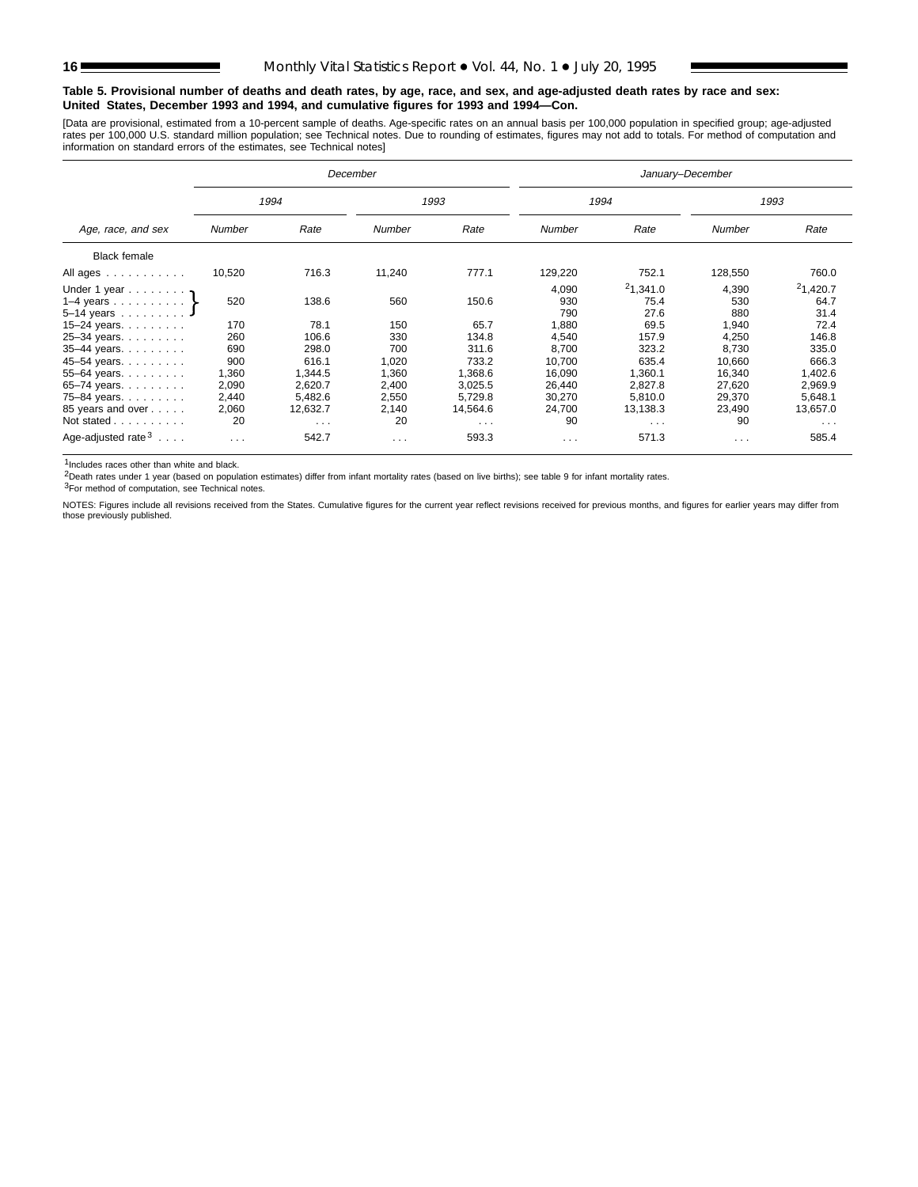**Table 5. Provisional number of deaths and death rates, by age, race, and sex, and age-adjusted death rates by race and sex: United States, December 1993 and 1994, and cumulative figures for 1993 and 1994—Con.**

[Data are provisional, estimated from a 10-percent sample of deaths. Age-specific rates on an annual basis per 100,000 population in specified group; age-adjusted rates per 100,000 U.S. standard million population; see Technical notes. Due to rounding of estimates, figures may not add to totals. For method of computation and information on standard errors of the estimates, see Technical notes]

| Age, race, and sex | December | | | | January–December | | | |
|---|---|---|---|---|---|---|---|---|
| | 1994 | | 1993 | | 1994 | | 1993 | |
| | Number | Rate | Number | Rate | Number | Rate | Number | Rate |
| Black female | | | | | | | | |
| All ages | 10,520 | 716.3 | 11,240 | 777.1 | 129,220 | 752.1 | 128,550 | 760.0 |
| Under 1 year | 520 | 138.6 | 560 | 150.6 | 4,090 | [2]1,341.0 | 4,390 | [2]1,420.7 |
| 1–4 years | | | | | 930 | 75.4 | 530 | 64.7 |
| 5–14 years | | | | | 790 | 27.6 | 880 | 31.4 |
| 15–24 years | 170 | 78.1 | 150 | 65.7 | 1,880 | 69.5 | 1,940 | 72.4 |
| 25–34 years | 260 | 106.6 | 330 | 134.8 | 4,540 | 157.9 | 4,250 | 146.8 |
| 35–44 years | 690 | 298.0 | 700 | 311.6 | 8,700 | 323.2 | 8,730 | 335.0 |
| 45–54 years | 900 | 616.1 | 1,020 | 733.2 | 10,700 | 635.4 | 10,660 | 666.3 |
| 55–64 years | 1,360 | 1,344.5 | 1,360 | 1,368.6 | 16,090 | 1,360.1 | 16,340 | 1,402.6 |
| 65–74 years | 2,090 | 2,620.7 | 2,400 | 3,025.5 | 26,440 | 2,827.8 | 27,620 | 2,969.9 |
| 75–84 years | 2,440 | 5,482.6 | 2,550 | 5,729.8 | 30,270 | 5,810.0 | 29,370 | 5,648.1 |
| 85 years and over | 2,060 | 12,632.7 | 2,140 | 14,564.6 | 24,700 | 13,138.3 | 23,490 | 13,657.0 |
| Not stated | 20 | . . . | 20 | . . . | 90 | . . . | 90 | . . . |
| Age-adjusted rate[3] | . . . | 542.7 | . . . | 593.3 | . . . | 571.3 | . . . | 585.4 |

Note: In the December columns, the figures shown for "Under 1 year" (520, 138.6, 560, 150.6) are a combined value for Under 1 year, 1–4 years, and 5–14 years.

[1]Includes races other than white and black.

[2]Death rates under 1 year (based on population estimates) differ from infant mortality rates (based on live births); see table 9 for infant mortality rates.

[3]For method of computation, see Technical notes.

NOTES: Figures include all revisions received from the States. Cumulative figures for the current year reflect revisions received for previous months, and figures for earlier years may differ from those previously published.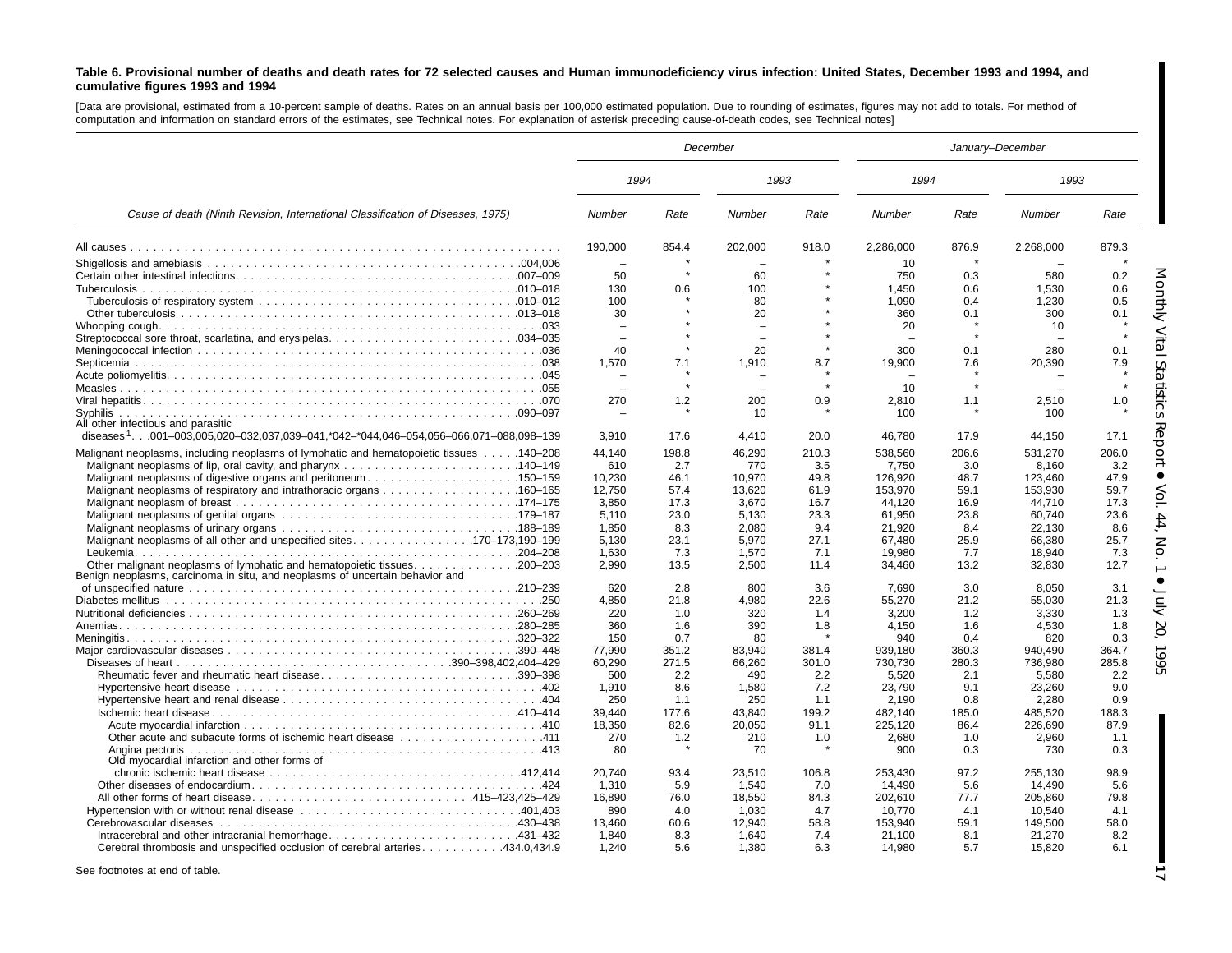**Table 6. Provisional number of deaths and death rates for 72 selected causes and Human immunodeficiency virus infection: United States, December 1993 and 1994, and cumulative figures 1993 and 1994**

[Data are provisional, estimated from a 10-percent sample of deaths. Rates on an annual basis per 100,000 estimated population. Due to rounding of estimates, figures may not add to totals. For method of computation and information on standard errors of the estimates, see Technical notes. For explanation of asterisk preceding cause-of-death codes, see Technical notes]

| Cause of death (Ninth Revision, International Classification of Diseases, 1975) | December | | | | January–December | | | |
|---|---|---|---|---|---|---|---|---|
| | 1994 | | 1993 | | 1994 | | 1993 | |
| | Number | Rate | Number | Rate | Number | Rate | Number | Rate |
| All causes | 190,000 | 854.4 | 202,000 | 918.0 | 2,286,000 | 876.9 | 2,268,000 | 879.3 |
| Shigellosis and amebiasis 004,006 | – | * | – | * | 10 | * | – | * |
| Certain other intestinal infections 007–009 | 50 | * | 60 | * | 750 | 0.3 | 580 | 0.2 |
| Tuberculosis 010–018 | 130 | 0.6 | 100 | * | 1,450 | 0.6 | 1,530 | 0.6 |
| Tuberculosis of respiratory system 010–012 | 100 | * | 80 | * | 1,090 | 0.4 | 1,230 | 0.5 |
| Other tuberculosis 013–018 | 30 | * | 20 | * | 360 | 0.1 | 300 | 0.1 |
| Whooping cough 033 | – | * | – | * | 20 | * | 10 | * |
| Streptococcal sore throat, scarlatina, and erysipelas 034–035 | – | * | – | * | – | * | – | * |
| Meningococcal infection 036 | 40 | * | 20 | * | 300 | 0.1 | 280 | 0.1 |
| Septicemia 038 | 1,570 | 7.1 | 1,910 | 8.7 | 19,900 | 7.6 | 20,390 | 7.9 |
| Acute poliomyelitis 045 | – | * | – | * | – | * | – | * |
| Measles 055 | – | * | – | * | 10 | * | – | * |
| Viral hepatitis 070 | 270 | 1.2 | 200 | 0.9 | 2,810 | 1.1 | 2,510 | 1.0 |
| Syphilis 090–097 | – | * | 10 | * | 100 | * | 100 | * |
| All other infectious and parasitic diseases[1] 001–003,005,020–032,037,039–041,*042–*044,046–054,056–066,071–088,098–139 | 3,910 | 17.6 | 4,410 | 20.0 | 46,780 | 17.9 | 44,150 | 17.1 |
| Malignant neoplasms, including neoplasms of lymphatic and hematopoietic tissues 140–208 | 44,140 | 198.8 | 46,290 | 210.3 | 538,560 | 206.6 | 531,270 | 206.0 |
| Malignant neoplasms of lip, oral cavity, and pharynx 140–149 | 610 | 2.7 | 770 | 3.5 | 7,750 | 3.0 | 8,160 | 3.2 |
| Malignant neoplasms of digestive organs and peritoneum 150–159 | 10,230 | 46.1 | 10,970 | 49.8 | 126,920 | 48.7 | 123,460 | 47.9 |
| Malignant neoplasms of respiratory and intrathoracic organs 160–165 | 12,750 | 57.4 | 13,620 | 61.9 | 153,970 | 59.1 | 153,930 | 59.7 |
| Malignant neoplasm of breast 174–175 | 3,850 | 17.3 | 3,670 | 16.7 | 44,120 | 16.9 | 44,710 | 17.3 |
| Malignant neoplasms of genital organs 179–187 | 5,110 | 23.0 | 5,130 | 23.3 | 61,950 | 23.8 | 60,740 | 23.6 |
| Malignant neoplasms of urinary organs 188–189 | 1,850 | 8.3 | 2,080 | 9.4 | 21,920 | 8.4 | 22,130 | 8.6 |
| Malignant neoplasms of all other and unspecified sites 170–173,190–199 | 5,130 | 23.1 | 5,970 | 27.1 | 67,480 | 25.9 | 66,380 | 25.7 |
| Leukemia 204–208 | 1,630 | 7.3 | 1,570 | 7.1 | 19,980 | 7.7 | 18,940 | 7.3 |
| Other malignant neoplasms of lymphatic and hematopoietic tissues 200–203 | 2,990 | 13.5 | 2,500 | 11.4 | 34,460 | 13.2 | 32,830 | 12.7 |
| Benign neoplasms, carcinoma in situ, and neoplasms of uncertain behavior and of unspecified nature 210–239 | 620 | 2.8 | 800 | 3.6 | 7,690 | 3.0 | 8,050 | 3.1 |
| Diabetes mellitus 250 | 4,850 | 21.8 | 4,980 | 22.6 | 55,270 | 21.2 | 55,030 | 21.3 |
| Nutritional deficiencies 260–269 | 220 | 1.0 | 320 | 1.4 | 3,200 | 1.2 | 3,330 | 1.3 |
| Anemias 280–285 | 360 | 1.6 | 390 | 1.8 | 4,150 | 1.6 | 4,530 | 1.8 |
| Meningitis 320–322 | 150 | 0.7 | 80 | * | 940 | 0.4 | 820 | 0.3 |
| Major cardiovascular diseases 390–448 | 77,990 | 351.2 | 83,940 | 381.4 | 939,180 | 360.3 | 940,490 | 364.7 |
| Diseases of heart 390–398,402,404–429 | 60,290 | 271.5 | 66,260 | 301.0 | 730,730 | 280.3 | 736,980 | 285.8 |
| Rheumatic fever and rheumatic heart disease 390–398 | 500 | 2.2 | 490 | 2.2 | 5,520 | 2.1 | 5,580 | 2.2 |
| Hypertensive heart disease 402 | 1,910 | 8.6 | 1,580 | 7.2 | 23,790 | 9.1 | 23,260 | 9.0 |
| Hypertensive heart and renal disease 404 | 250 | 1.1 | 250 | 1.1 | 2,190 | 0.8 | 2,280 | 0.9 |
| Ischemic heart disease 410–414 | 39,440 | 177.6 | 43,840 | 199.2 | 482,140 | 185.0 | 485,520 | 188.3 |
| Acute myocardial infarction 410 | 18,350 | 82.6 | 20,050 | 91.1 | 225,120 | 86.4 | 226,690 | 87.9 |
| Other acute and subacute forms of ischemic heart disease 411 | 270 | 1.2 | 210 | 1.0 | 2,680 | 1.0 | 2,960 | 1.1 |
| Angina pectoris 413 | 80 | * | 70 | * | 900 | 0.3 | 730 | 0.3 |
| Old myocardial infarction and other forms of chronic ischemic heart disease 412,414 | 20,740 | 93.4 | 23,510 | 106.8 | 253,430 | 97.2 | 255,130 | 98.9 |
| Other diseases of endocardium 424 | 1,310 | 5.9 | 1,540 | 7.0 | 14,490 | 5.6 | 14,490 | 5.6 |
| All other forms of heart disease 415–423,425–429 | 16,890 | 76.0 | 18,550 | 84.3 | 202,610 | 77.7 | 205,860 | 79.8 |
| Hypertension with or without renal disease 401,403 | 890 | 4.0 | 1,030 | 4.7 | 10,770 | 4.1 | 10,540 | 4.1 |
| Cerebrovascular diseases 430–438 | 13,460 | 60.6 | 12,940 | 58.8 | 153,940 | 59.1 | 149,500 | 58.0 |
| Intracerebral and other intracranial hemorrhage 431–432 | 1,840 | 8.3 | 1,640 | 7.4 | 21,100 | 8.1 | 21,270 | 8.2 |
| Cerebral thrombosis and unspecified occlusion of cerebral arteries 434.0,434.9 | 1,240 | 5.6 | 1,380 | 6.3 | 14,980 | 5.7 | 15,820 | 6.1 |

See footnotes at end of table.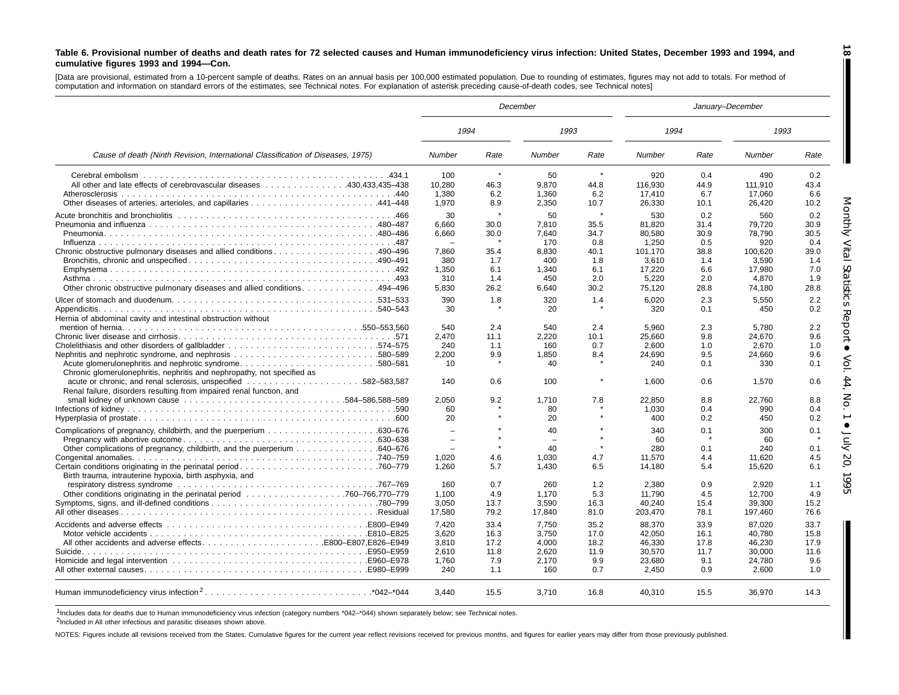**Table 6. Provisional number of deaths and death rates for 72 selected causes and Human immunodeficiency virus infection: United States, December 1993 and 1994, and cumulative figures 1993 and 1994—Con.**

[Data are provisional, estimated from a 10-percent sample of deaths. Rates on an annual basis per 100,000 estimated population. Due to rounding of estimates, figures may not add to totals. For method of computation and information on standard errors of the estimates, see Technical notes. For explanation of asterisk preceding cause-of-death codes, see Technical notes]

| Cause of death (Ninth Revision, International Classification of Diseases, 1975) | December | | | | January–December | | | |
|---|---|---|---|---|---|---|---|---|
| | 1994 | | 1993 | | 1994 | | 1993 | |
| | Number | Rate | Number | Rate | Number | Rate | Number | Rate |
| Cerebral embolism .434.1 | 100 | * | 50 | * | 920 | 0.4 | 490 | 0.2 |
| All other and late effects of cerebrovascular diseases .430,433,435–438 | 10,280 | 46.3 | 9,870 | 44.8 | 116,930 | 44.9 | 111,910 | 43.4 |
| Atherosclerosis .440 | 1,380 | 6.2 | 1,360 | 6.2 | 17,410 | 6.7 | 17,060 | 6.6 |
| Other diseases of arteries, arterioles, and capillaries .441–448 | 1,970 | 8.9 | 2,350 | 10.7 | 26,330 | 10.1 | 26,420 | 10.2 |
| Acute bronchitis and bronchiolitis .466 | 30 | * | 50 | * | 530 | 0.2 | 560 | 0.2 |
| Pneumonia and influenza .480–487 | 6,660 | 30.0 | 7,810 | 35.5 | 81,820 | 31.4 | 79,720 | 30.9 |
| Pneumonia .480–486 | 6,660 | 30.0 | 7,640 | 34.7 | 80,580 | 30.9 | 78,790 | 30.5 |
| Influenza .487 | – | * | 170 | 0.8 | 1,250 | 0.5 | 920 | 0.4 |
| Chronic obstructive pulmonary diseases and allied conditions .490–496 | 7,860 | 35.4 | 8,830 | 40.1 | 101,170 | 38.8 | 100,620 | 39.0 |
| Bronchitis, chronic and unspecified .490–491 | 380 | 1.7 | 400 | 1.8 | 3,610 | 1.4 | 3,590 | 1.4 |
| Emphysema .492 | 1,350 | 6.1 | 1,340 | 6.1 | 17,220 | 6.6 | 17,980 | 7.0 |
| Asthma .493 | 310 | 1.4 | 450 | 2.0 | 5,220 | 2.0 | 4,870 | 1.9 |
| Other chronic obstructive pulmonary diseases and allied conditions .494–496 | 5,830 | 26.2 | 6,640 | 30.2 | 75,120 | 28.8 | 74,180 | 28.8 |
| Ulcer of stomach and duodenum .531–533 | 390 | 1.8 | 320 | 1.4 | 6,020 | 2.3 | 5,550 | 2.2 |
| Appendicitis .540–543 | 30 | * | 20 | * | 320 | 0.1 | 450 | 0.2 |
| Hernia of abdominal cavity and intestinal obstruction without mention of hernia .550–553,560 | 540 | 2.4 | 540 | 2.4 | 5,960 | 2.3 | 5,780 | 2.2 |
| Chronic liver disease and cirrhosis .571 | 2,470 | 11.1 | 2,220 | 10.1 | 25,660 | 9.8 | 24,670 | 9.6 |
| Cholelithiasis and other disorders of gallbladder .574–575 | 240 | 1.1 | 160 | 0.7 | 2,600 | 1.0 | 2,670 | 1.0 |
| Nephritis, nephrotic syndrome, and nephrosis .580–589 | 2,200 | 9.9 | 1,850 | 8.4 | 24,690 | 9.5 | 24,660 | 9.6 |
| Acute glomerulonephritis and nephrotic syndrome .580–581 | 10 | * | 40 | * | 240 | 0.1 | 330 | 0.1 |
| Chronic glomerulonephritis, nephritis and nephropathy, not specified as acute or chronic, and renal sclerosis, unspecified .582–583,587 | 140 | 0.6 | 100 | * | 1,600 | 0.6 | 1,570 | 0.6 |
| Renal failure, disorders resulting from impaired renal function, and small kidney of unknown cause .584–586,588–589 | 2,050 | 9.2 | 1,710 | 7.8 | 22,850 | 8.8 | 22,760 | 8.8 |
| Infections of kidney .590 | 60 | * | 80 | * | 1,030 | 0.4 | 990 | 0.4 |
| Hyperplasia of prostate .600 | 20 | * | 20 | * | 400 | 0.2 | 450 | 0.2 |
| Complications of pregnancy, childbirth, and the puerperium .630–676 | – | * | 40 | * | 340 | 0.1 | 300 | 0.1 |
| Pregnancy with abortive outcome .630–638 | – | * | – | * | 60 | * | 60 | * |
| Other complications of pregnancy, childbirth, and the puerperium .640–676 | – | * | 40 | * | 280 | 0.1 | 240 | 0.1 |
| Congenital anomalies .740–759 | 1,020 | 4.6 | 1,030 | 4.7 | 11,570 | 4.4 | 11,620 | 4.5 |
| Certain conditions originating in the perinatal period .760–779 | 1,260 | 5.7 | 1,430 | 6.5 | 14,180 | 5.4 | 15,620 | 6.1 |
| Birth trauma, intrauterine hypoxia, birth asphyxia, and respiratory distress syndrome .767–769 | 160 | 0.7 | 260 | 1.2 | 2,380 | 0.9 | 2,920 | 1.1 |
| Other conditions originating in the perinatal period .760–766,770–779 | 1,100 | 4.9 | 1,170 | 5.3 | 11,790 | 4.5 | 12,700 | 4.9 |
| Symptoms, signs, and ill-defined conditions .780–799 | 3,050 | 13.7 | 3,590 | 16.3 | 40,240 | 15.4 | 39,300 | 15.2 |
| All other diseases .Residual | 17,580 | 79.2 | 17,840 | 81.0 | 203,470 | 78.1 | 197,460 | 76.6 |
| Accidents and adverse effects .E800–E949 | 7,420 | 33.4 | 7,750 | 35.2 | 88,370 | 33.9 | 87,020 | 33.7 |
| Motor vehicle accidents .E810–E825 | 3,620 | 16.3 | 3,750 | 17.0 | 42,050 | 16.1 | 40,780 | 15.8 |
| All other accidents and adverse effects .E800–E807,E826–E949 | 3,810 | 17.2 | 4,000 | 18.2 | 46,330 | 17.8 | 46,230 | 17.9 |
| Suicide .E950–E959 | 2,610 | 11.8 | 2,620 | 11.9 | 30,570 | 11.7 | 30,000 | 11.6 |
| Homicide and legal intervention .E960–E978 | 1,760 | 7.9 | 2,170 | 9.9 | 23,680 | 9.1 | 24,780 | 9.6 |
| All other external causes .E980–E999 | 240 | 1.1 | 160 | 0.7 | 2,450 | 0.9 | 2,600 | 1.0 |
| Human immunodeficiency virus infection[2] .*042–*044 | 3,440 | 15.5 | 3,710 | 16.8 | 40,310 | 15.5 | 36,970 | 14.3 |

[1]Includes data for deaths due to Human immunodeficiency virus infection (category numbers *042–*044) shown separately below; see Technical notes.

[2]Included in All other infectious and parasitic diseases shown above.

NOTES: Figures include all revisions received from the States. Cumulative figures for the current year reflect revisions received for previous months, and figures for earlier years may differ from those previously published.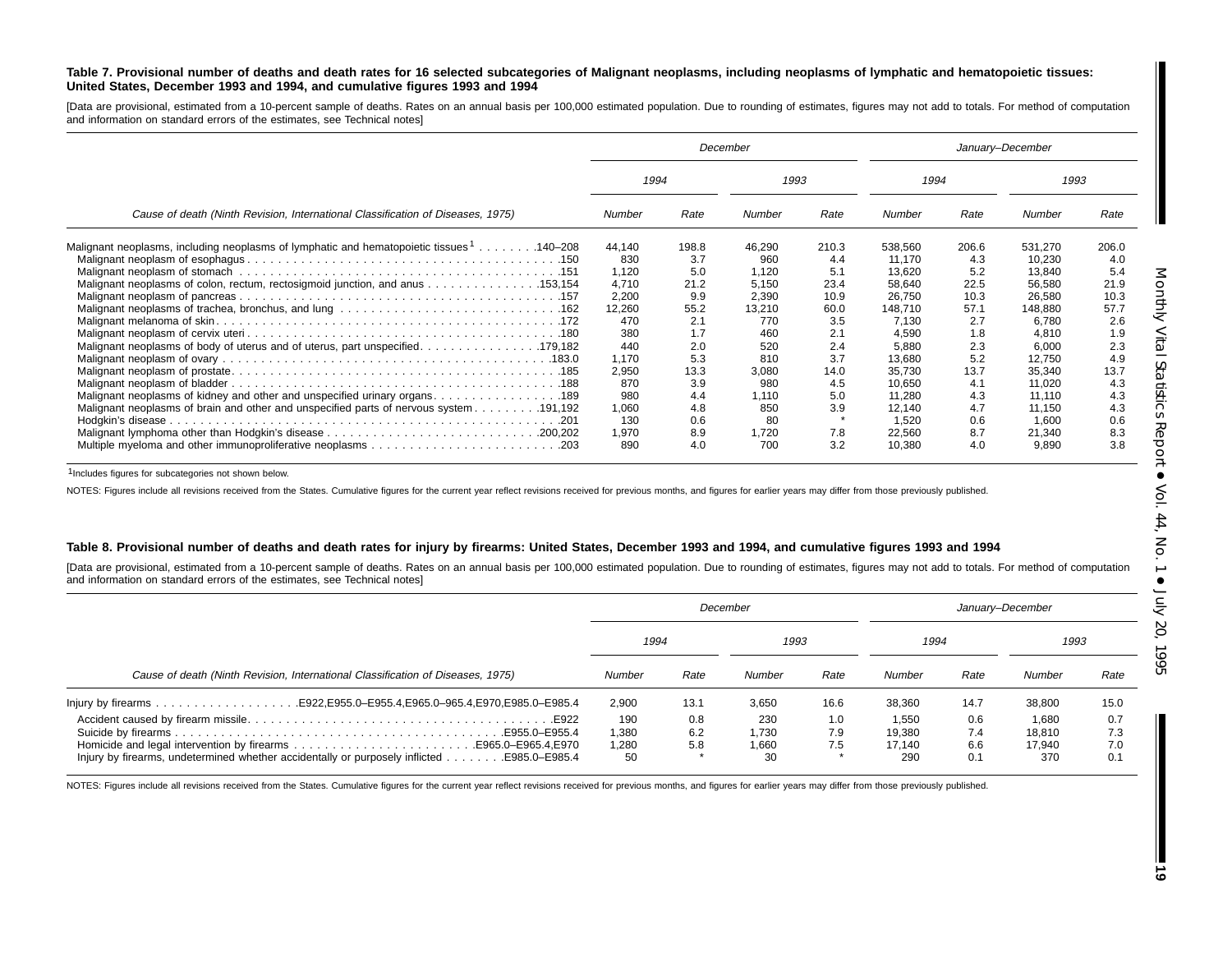**Table 7. Provisional number of deaths and death rates for 16 selected subcategories of Malignant neoplasms, including neoplasms of lymphatic and hematopoietic tissues: United States, December 1993 and 1994, and cumulative figures 1993 and 1994**

[Data are provisional, estimated from a 10-percent sample of deaths. Rates on an annual basis per 100,000 estimated population. Due to rounding of estimates, figures may not add to totals. For method of computation and information on standard errors of the estimates, see Technical notes]

| Cause of death (Ninth Revision, International Classification of Diseases, 1975) | December | | | | January–December | | | |
|---|---|---|---|---|---|---|---|---|
| | 1994 | | 1993 | | 1994 | | 1993 | |
| | Number | Rate | Number | Rate | Number | Rate | Number | Rate |
| Malignant neoplasms, including neoplasms of lymphatic and hematopoietic tissues[1] . . . . . . . .140–208 | 44,140 | 198.8 | 46,290 | 210.3 | 538,560 | 206.6 | 531,270 | 206.0 |
| Malignant neoplasm of esophagus . . . .150 | 830 | 3.7 | 960 | 4.4 | 11,170 | 4.3 | 10,230 | 4.0 |
| Malignant neoplasm of stomach . . . .151 | 1,120 | 5.0 | 1,120 | 5.1 | 13,620 | 5.2 | 13,840 | 5.4 |
| Malignant neoplasms of colon, rectum, rectosigmoid junction, and anus . . . .153,154 | 4,710 | 21.2 | 5,150 | 23.4 | 58,640 | 22.5 | 56,580 | 21.9 |
| Malignant neoplasm of pancreas . . . .157 | 2,200 | 9.9 | 2,390 | 10.9 | 26,750 | 10.3 | 26,580 | 10.3 |
| Malignant neoplasms of trachea, bronchus, and lung . . . .162 | 12,260 | 55.2 | 13,210 | 60.0 | 148,710 | 57.1 | 148,880 | 57.7 |
| Malignant melanoma of skin . . . .172 | 470 | 2.1 | 770 | 3.5 | 7,130 | 2.7 | 6,780 | 2.6 |
| Malignant neoplasm of cervix uteri . . . .180 | 380 | 1.7 | 460 | 2.1 | 4,590 | 1.8 | 4,810 | 1.9 |
| Malignant neoplasms of body of uterus and of uterus, part unspecified . . . .179,182 | 440 | 2.0 | 520 | 2.4 | 5,880 | 2.3 | 6,000 | 2.3 |
| Malignant neoplasm of ovary . . . .183.0 | 1,170 | 5.3 | 810 | 3.7 | 13,680 | 5.2 | 12,750 | 4.9 |
| Malignant neoplasm of prostate . . . .185 | 2,950 | 13.3 | 3,080 | 14.0 | 35,730 | 13.7 | 35,340 | 13.7 |
| Malignant neoplasm of bladder . . . .188 | 870 | 3.9 | 980 | 4.5 | 10,650 | 4.1 | 11,020 | 4.3 |
| Malignant neoplasms of kidney and other and unspecified urinary organs . . . .189 | 980 | 4.4 | 1,110 | 5.0 | 11,280 | 4.3 | 11,110 | 4.3 |
| Malignant neoplasms of brain and other and unspecified parts of nervous system . . . .191,192 | 1,060 | 4.8 | 850 | 3.9 | 12,140 | 4.7 | 11,150 | 4.3 |
| Hodgkin's disease . . . .201 | 130 | 0.6 | 80 | * | 1,520 | 0.6 | 1,600 | 0.6 |
| Malignant lymphoma other than Hodgkin's disease . . . .200,202 | 1,970 | 8.9 | 1,720 | 7.8 | 22,560 | 8.7 | 21,340 | 8.3 |
| Multiple myeloma and other immunoproliferative neoplasms . . . .203 | 890 | 4.0 | 700 | 3.2 | 10,380 | 4.0 | 9,890 | 3.8 |

[1]Includes figures for subcategories not shown below.

NOTES: Figures include all revisions received from the States. Cumulative figures for the current year reflect revisions received for previous months, and figures for earlier years may differ from those previously published.

**Table 8. Provisional number of deaths and death rates for injury by firearms: United States, December 1993 and 1994, and cumulative figures 1993 and 1994**

[Data are provisional, estimated from a 10-percent sample of deaths. Rates on an annual basis per 100,000 estimated population. Due to rounding of estimates, figures may not add to totals. For method of computation and information on standard errors of the estimates, see Technical notes]

| Cause of death (Ninth Revision, International Classification of Diseases, 1975) | December | | | | January–December | | | |
|---|---|---|---|---|---|---|---|---|
| | 1994 | | 1993 | | 1994 | | 1993 | |
| | Number | Rate | Number | Rate | Number | Rate | Number | Rate |
| Injury by firearms . . . .E922,E955.0–E955.4,E965.0–965.4,E970,E985.0–E985.4 | 2,900 | 13.1 | 3,650 | 16.6 | 38,360 | 14.7 | 38,800 | 15.0 |
| Accident caused by firearm missile . . . .E922 | 190 | 0.8 | 230 | 1.0 | 1,550 | 0.6 | 1,680 | 0.7 |
| Suicide by firearms . . . .E955.0–E955.4 | 1,380 | 6.2 | 1,730 | 7.9 | 19,380 | 7.4 | 18,810 | 7.3 |
| Homicide and legal intervention by firearms . . . .E965.0–E965.4,E970 | 1,280 | 5.8 | 1,660 | 7.5 | 17,140 | 6.6 | 17,940 | 7.0 |
| Injury by firearms, undetermined whether accidentally or purposely inflicted . . . .E985.0–E985.4 | 50 | * | 30 | * | 290 | 0.1 | 370 | 0.1 |

NOTES: Figures include all revisions received from the States. Cumulative figures for the current year reflect revisions received for previous months, and figures for earlier years may differ from those previously published.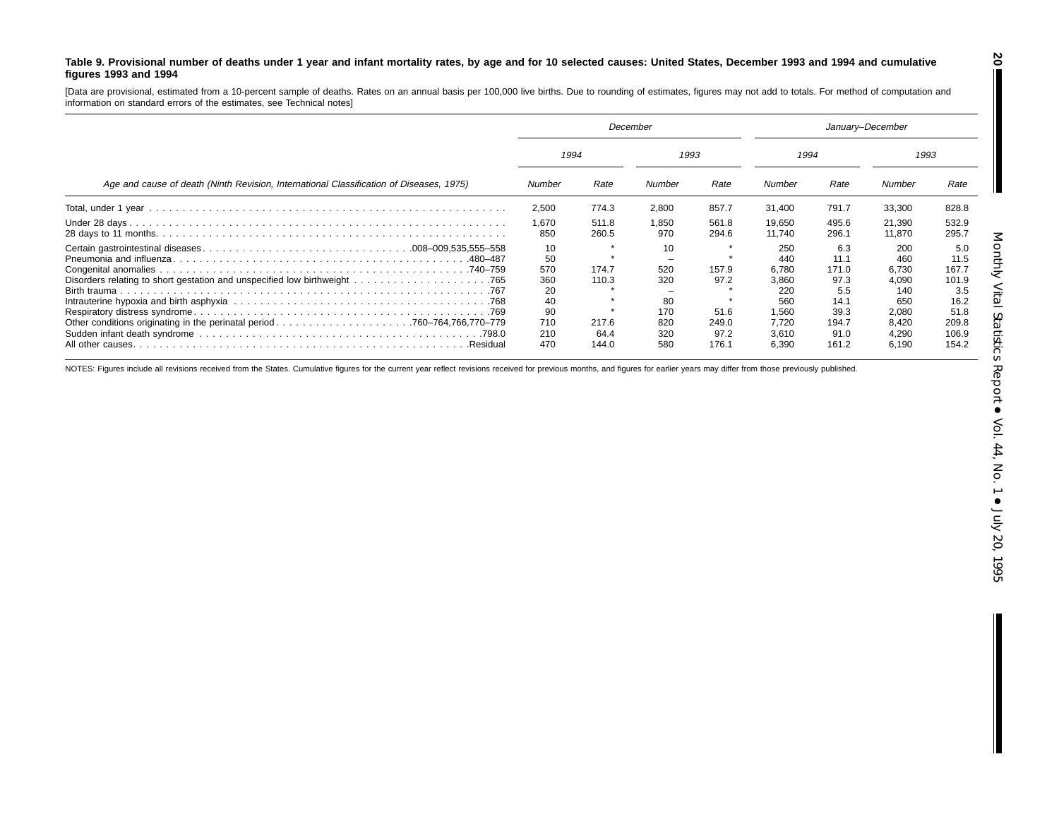**Table 9. Provisional number of deaths under 1 year and infant mortality rates, by age and for 10 selected causes: United States, December 1993 and 1994 and cumulative figures 1993 and 1994**

[Data are provisional, estimated from a 10-percent sample of deaths. Rates on an annual basis per 100,000 live births. Due to rounding of estimates, figures may not add to totals. For method of computation and information on standard errors of the estimates, see Technical notes]

| Age and cause of death (Ninth Revision, International Classification of Diseases, 1975) | December | | | | January–December | | | |
|---|---|---|---|---|---|---|---|---|
| | 1994 | | 1993 | | 1994 | | 1993 | |
| | Number | Rate | Number | Rate | Number | Rate | Number | Rate |
| Total, under 1 year | 2,500 | 774.3 | 2,800 | 857.7 | 31,400 | 791.7 | 33,300 | 828.8 |
| Under 28 days | 1,670 | 511.8 | 1,850 | 561.8 | 19,650 | 495.6 | 21,390 | 532.9 |
| 28 days to 11 months | 850 | 260.5 | 970 | 294.6 | 11,740 | 296.1 | 11,870 | 295.7 |
| Certain gastrointestinal diseases 008–009,535,555–558 | 10 | * | 10 | * | 250 | 6.3 | 200 | 5.0 |
| Pneumonia and influenza 480–487 | 50 | * | – | * | 440 | 11.1 | 460 | 11.5 |
| Congenital anomalies 740–759 | 570 | 174.7 | 520 | 157.9 | 6,780 | 171.0 | 6,730 | 167.7 |
| Disorders relating to short gestation and unspecified low birthweight 765 | 360 | 110.3 | 320 | 97.2 | 3,860 | 97.3 | 4,090 | 101.9 |
| Birth trauma 767 | 20 | * | – | * | 220 | 5.5 | 140 | 3.5 |
| Intrauterine hypoxia and birth asphyxia 768 | 40 | * | 80 | * | 560 | 14.1 | 650 | 16.2 |
| Respiratory distress syndrome 769 | 90 | * | 170 | 51.6 | 1,560 | 39.3 | 2,080 | 51.8 |
| Other conditions originating in the perinatal period 760–764,766,770–779 | 710 | 217.6 | 820 | 249.0 | 7,720 | 194.7 | 8,420 | 209.8 |
| Sudden infant death syndrome 798.0 | 210 | 64.4 | 320 | 97.2 | 3,610 | 91.0 | 4,290 | 106.9 |
| All other causes Residual | 470 | 144.0 | 580 | 176.1 | 6,390 | 161.2 | 6,190 | 154.2 |

NOTES: Figures include all revisions received from the States. Cumulative figures for the current year reflect revisions received for previous months, and figures for earlier years may differ from those previously published.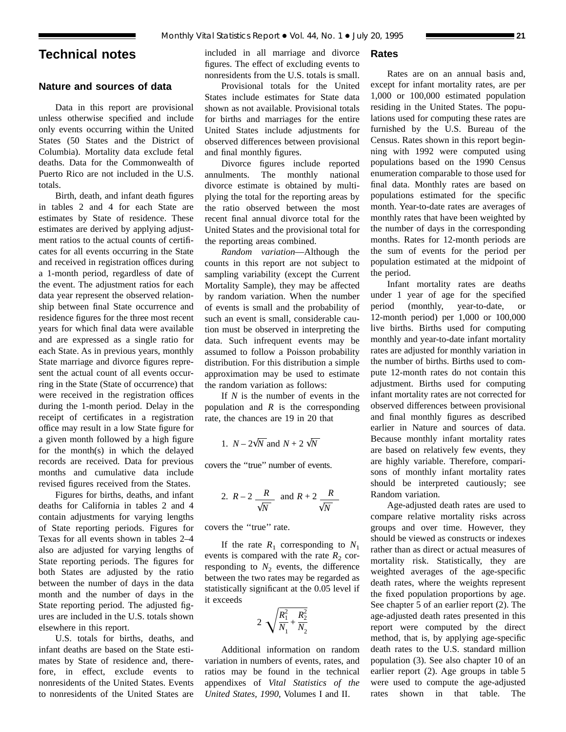# Technical notes

## Nature and sources of data

Data in this report are provisional unless otherwise specified and include only events occurring within the United States (50 States and the District of Columbia). Mortality data exclude fetal deaths. Data for the Commonwealth of Puerto Rico are not included in the U.S. totals.

Birth, death, and infant death figures in tables 2 and 4 for each State are estimates by State of residence. These estimates are derived by applying adjustment ratios to the actual counts of certificates for all events occurring in the State and received in registration offices during a 1-month period, regardless of date of the event. The adjustment ratios for each data year represent the observed relationship between final State occurrence and residence figures for the three most recent years for which final data were available and are expressed as a single ratio for each State. As in previous years, monthly State marriage and divorce figures represent the actual count of all events occurring in the State (State of occurrence) that were received in the registration offices during the 1-month period. Delay in the receipt of certificates in a registration office may result in a low State figure for a given month followed by a high figure for the month(s) in which the delayed records are received. Data for previous months and cumulative data include revised figures received from the States.

Figures for births, deaths, and infant deaths for California in tables 2 and 4 contain adjustments for varying lengths of State reporting periods. Figures for Texas for all events shown in tables 2–4 also are adjusted for varying lengths of State reporting periods. The figures for both States are adjusted by the ratio between the number of days in the data month and the number of days in the State reporting period. The adjusted figures are included in the U.S. totals shown elsewhere in this report.

U.S. totals for births, deaths, and infant deaths are based on the State estimates by State of residence and, therefore, in effect, exclude events to nonresidents of the United States. Events to nonresidents of the United States are included in all marriage and divorce figures. The effect of excluding events to nonresidents from the U.S. totals is small.

Provisional totals for the United States include estimates for State data shown as not available. Provisional totals for births and marriages for the entire United States include adjustments for observed differences between provisional and final monthly figures.

Divorce figures include reported annulments. The monthly national divorce estimate is obtained by multiplying the total for the reporting areas by the ratio observed between the most recent final annual divorce total for the United States and the provisional total for the reporting areas combined.

*Random variation*—Although the counts in this report are not subject to sampling variability (except the Current Mortality Sample), they may be affected by random variation. When the number of events is small and the probability of such an event is small, considerable caution must be observed in interpreting the data. Such infrequent events may be assumed to follow a Poisson probability distribution. For this distribution a simple approximation may be used to estimate the random variation as follows:

If $N$ is the number of events in the population and $R$ is the corresponding rate, the chances are 19 in 20 that

1. $N - 2\sqrt{N}$ and $N + 2\sqrt{N}$

covers the ''true'' number of events.

2. $R - 2\dfrac{R}{\sqrt{N}}$ and $R + 2\dfrac{R}{\sqrt{N}}$

covers the ''true'' rate.

If the rate $R_1$ corresponding to $N_1$ events is compared with the rate $R_2$ corresponding to $N_2$ events, the difference between the two rates may be regarded as statistically significant at the 0.05 level if it exceeds

$$2\sqrt{\frac{R_1^2}{N_1} + \frac{R_2^2}{N_2}}$$

Additional information on random variation in numbers of events, rates, and ratios may be found in the technical appendixes of *Vital Statistics of the United States, 1990*, Volumes I and II.

## Rates

Rates are on an annual basis and, except for infant mortality rates, are per 1,000 or 100,000 estimated population residing in the United States. The populations used for computing these rates are furnished by the U.S. Bureau of the Census. Rates shown in this report beginning with 1992 were computed using populations based on the 1990 Census enumeration comparable to those used for final data. Monthly rates are based on populations estimated for the specific month. Year-to-date rates are averages of monthly rates that have been weighted by the number of days in the corresponding months. Rates for 12-month periods are the sum of events for the period per population estimated at the midpoint of the period.

Infant mortality rates are deaths under 1 year of age for the specified period (monthly, year-to-date, or 12-month period) per 1,000 or 100,000 live births. Births used for computing monthly and year-to-date infant mortality rates are adjusted for monthly variation in the number of births. Births used to compute 12-month rates do not contain this adjustment. Births used for computing infant mortality rates are not corrected for observed differences between provisional and final monthly figures as described earlier in Nature and sources of data. Because monthly infant mortality rates are based on relatively few events, they are highly variable. Therefore, comparisons of monthly infant mortality rates should be interpreted cautiously; see Random variation.

Age-adjusted death rates are used to compare relative mortality risks across groups and over time. However, they should be viewed as constructs or indexes rather than as direct or actual measures of mortality risk. Statistically, they are weighted averages of the age-specific death rates, where the weights represent the fixed population proportions by age. See chapter 5 of an earlier report (2). The age-adjusted death rates presented in this report were computed by the direct method, that is, by applying age-specific death rates to the U.S. standard million population (3). See also chapter 10 of an earlier report (2). Age groups in table 5 were used to compute the age-adjusted rates shown in that table. The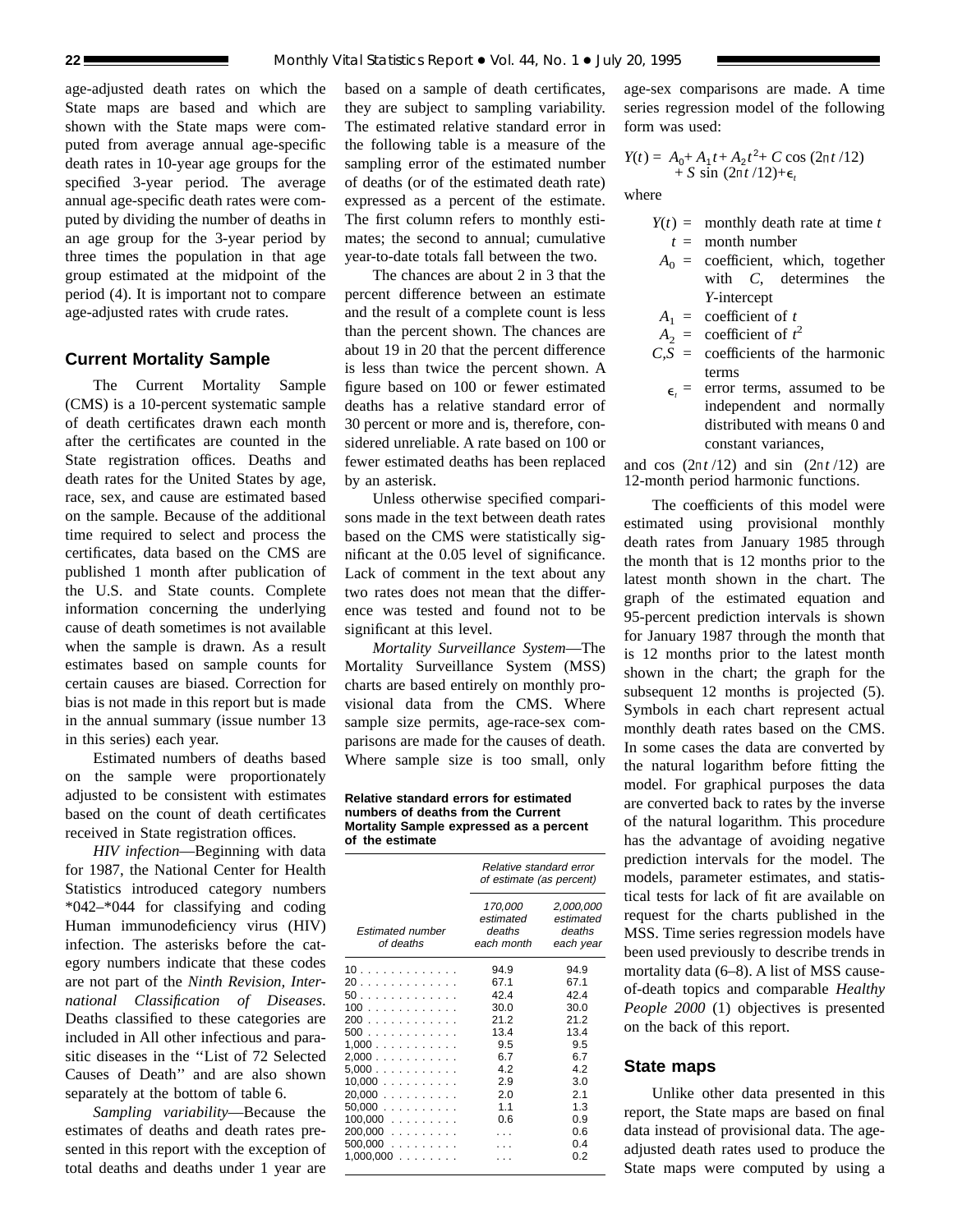age-adjusted death rates on which the State maps are based and which are shown with the State maps were computed from average annual age-specific death rates in 10-year age groups for the specified 3-year period. The average annual age-specific death rates were computed by dividing the number of deaths in an age group for the 3-year period by three times the population in that age group estimated at the midpoint of the period (4). It is important not to compare age-adjusted rates with crude rates.

## Current Mortality Sample

The Current Mortality Sample (CMS) is a 10-percent systematic sample of death certificates drawn each month after the certificates are counted in the State registration offices. Deaths and death rates for the United States by age, race, sex, and cause are estimated based on the sample. Because of the additional time required to select and process the certificates, data based on the CMS are published 1 month after publication of the U.S. and State counts. Complete information concerning the underlying cause of death sometimes is not available when the sample is drawn. As a result estimates based on sample counts for certain causes are biased. Correction for bias is not made in this report but is made in the annual summary (issue number 13 in this series) each year.

Estimated numbers of deaths based on the sample were proportionately adjusted to be consistent with estimates based on the count of death certificates received in State registration offices.

*HIV infection*—Beginning with data for 1987, the National Center for Health Statistics introduced category numbers *042–*044 for classifying and coding Human immunodeficiency virus (HIV) infection. The asterisks before the category numbers indicate that these codes are not part of the *Ninth Revision, International Classification of Diseases*. Deaths classified to these categories are included in All other infectious and parasitic diseases in the ''List of 72 Selected Causes of Death'' and are also shown separately at the bottom of table 6.

*Sampling variability*—Because the estimates of deaths and death rates presented in this report with the exception of total deaths and deaths under 1 year are based on a sample of death certificates, they are subject to sampling variability. The estimated relative standard error in the following table is a measure of the sampling error of the estimated number of deaths (or of the estimated death rate) expressed as a percent of the estimate. The first column refers to monthly estimates; the second to annual; cumulative year-to-date totals fall between the two.

The chances are about 2 in 3 that the percent difference between an estimate and the result of a complete count is less than the percent shown. The chances are about 19 in 20 that the percent difference is less than twice the percent shown. A figure based on 100 or fewer estimated deaths has a relative standard error of 30 percent or more and is, therefore, considered unreliable. A rate based on 100 or fewer estimated deaths has been replaced by an asterisk.

Unless otherwise specified comparisons made in the text between death rates based on the CMS were statistically significant at the 0.05 level of significance. Lack of comment in the text about any two rates does not mean that the difference was tested and found not to be significant at this level.

*Mortality Surveillance System*—The Mortality Surveillance System (MSS) charts are based entirely on monthly provisional data from the CMS. Where sample size permits, age-race-sex comparisons are made for the causes of death. Where sample size is too small, only age-sex comparisons are made. A time series regression model of the following form was used:

**Relative standard errors for estimated numbers of deaths from the Current Mortality Sample expressed as a percent of the estimate**

| Estimated number of deaths | Relative standard error of estimate (as percent) | |
|---|---|---|
| | 170,000 estimated deaths each month | 2,000,000 estimated deaths each year |
| 10 | 94.9 | 94.9 |
| 20 | 67.1 | 67.1 |
| 50 | 42.4 | 42.4 |
| 100 | 30.0 | 30.0 |
| 200 | 21.2 | 21.2 |
| 500 | 13.4 | 13.4 |
| 1,000 | 9.5 | 9.5 |
| 2,000 | 6.7 | 6.7 |
| 5,000 | 4.2 | 4.2 |
| 10,000 | 2.9 | 3.0 |
| 20,000 | 2.0 | 2.1 |
| 50,000 | 1.1 | 1.3 |
| 100,000 | 0.6 | 0.9 |
| 200,000 | . . . | 0.6 |
| 500,000 | . . . | 0.4 |
| 1,000,000 | . . . | 0.2 |

$$Y(t) = A_0 + A_1 t + A_2 t^2 + C \cos(2\pi t/12) + S \sin(2\pi t/12) + \epsilon_t$$

where

- $Y(t)$ = monthly death rate at time $t$
- $t$ = month number
- $A_0$ = coefficient, which, together with $C$, determines the $Y$-intercept
- $A_1$ = coefficient of $t$
- $A_2$ = coefficient of $t^2$
- $C,S$ = coefficients of the harmonic terms
- $\epsilon_t$ = error terms, assumed to be independent and normally distributed with means 0 and constant variances,

and $\cos(2\pi t/12)$ and $\sin(2\pi t/12)$ are 12-month period harmonic functions.

The coefficients of this model were estimated using provisional monthly death rates from January 1985 through the month that is 12 months prior to the latest month shown in the chart. The graph of the estimated equation and 95-percent prediction intervals is shown for January 1987 through the month that is 12 months prior to the latest month shown in the chart; the graph for the subsequent 12 months is projected (5). Symbols in each chart represent actual monthly death rates based on the CMS. In some cases the data are converted by the natural logarithm before fitting the model. For graphical purposes the data are converted back to rates by the inverse of the natural logarithm. This procedure has the advantage of avoiding negative prediction intervals for the model. The models, parameter estimates, and statistical tests for lack of fit are available on request for the charts published in the MSS. Time series regression models have been used previously to describe trends in mortality data (6–8). A list of MSS cause-of-death topics and comparable *Healthy People 2000* (1) objectives is presented on the back of this report.

## State maps

Unlike other data presented in this report, the State maps are based on final data instead of provisional data. The age-adjusted death rates used to produce the State maps were computed by using a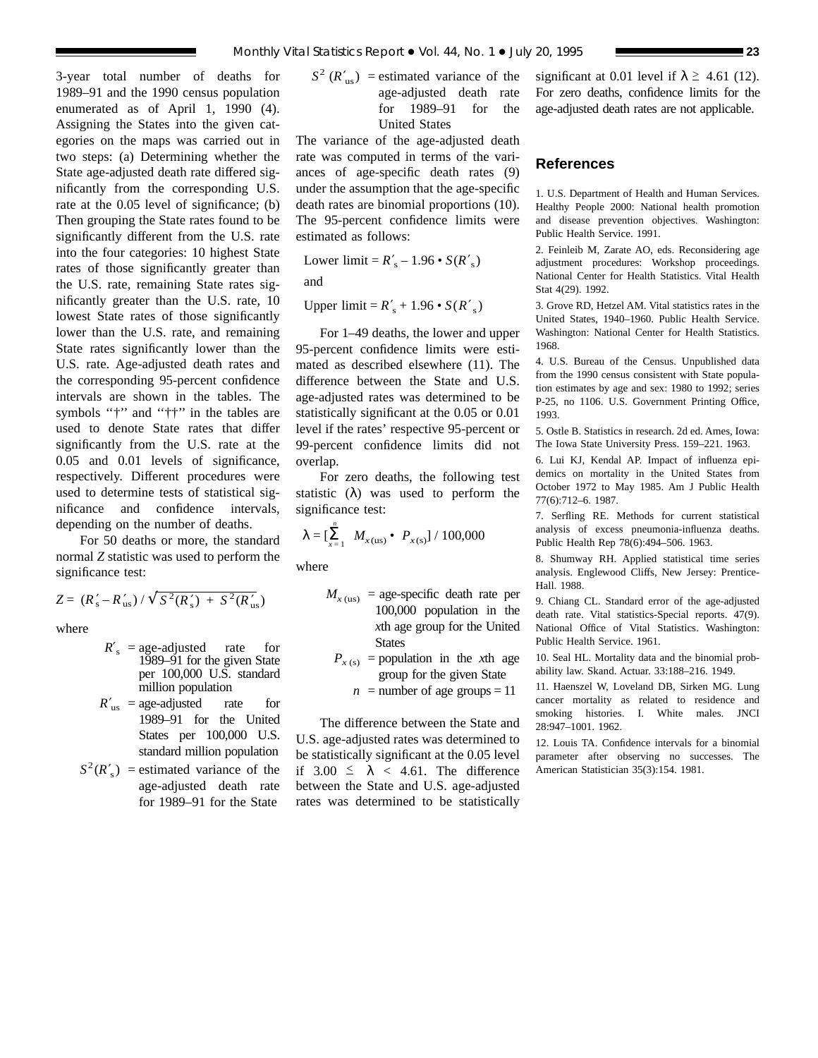3-year total number of deaths for 1989–91 and the 1990 census population enumerated as of April 1, 1990 (4). Assigning the States into the given categories on the maps was carried out in two steps: (a) Determining whether the State age-adjusted death rate differed significantly from the corresponding U.S. rate at the 0.05 level of significance; (b) Then grouping the State rates found to be significantly different from the U.S. rate into the four categories: 10 highest State rates of those significantly greater than the U.S. rate, remaining State rates significantly greater than the U.S. rate, 10 lowest State rates of those significantly lower than the U.S. rate, and remaining State rates significantly lower than the U.S. rate. Age-adjusted death rates and the corresponding 95-percent confidence intervals are shown in the tables. The symbols ''†'' and ''††'' in the tables are used to denote State rates that differ significantly from the U.S. rate at the 0.05 and 0.01 levels of significance, respectively. Different procedures were used to determine tests of statistical significance and confidence intervals, depending on the number of deaths.

For 50 deaths or more, the standard normal *Z* statistic was used to perform the significance test:

$$Z = (R'_s - R'_{us}) / \sqrt{S^2(R'_s) + S^2(R'_{us})}$$

where

$R'_s$ = age-adjusted rate for 1989–91 for the given State per 100,000 U.S. standard million population

$R'_{us}$ = age-adjusted rate for 1989–91 for the United States per 100,000 U.S. standard million population

$S^2(R'_s)$ = estimated variance of the age-adjusted death rate for 1989–91 for the State

$S^2(R'_{us})$ = estimated variance of the age-adjusted death rate for 1989–91 for the United States

The variance of the age-adjusted death rate was computed in terms of the variances of age-specific death rates (9) under the assumption that the age-specific death rates are binomial proportions (10). The 95-percent confidence limits were estimated as follows:

$$\text{Lower limit} = R'_s - 1.96 \cdot S(R'_s)$$

and

$$\text{Upper limit} = R'_s + 1.96 \cdot S(R'_s)$$

For 1–49 deaths, the lower and upper 95-percent confidence limits were estimated as described elsewhere (11). The difference between the State and U.S. age-adjusted rates was determined to be statistically significant at the 0.05 or 0.01 level if the rates' respective 95-percent or 99-percent confidence limits did not overlap.

For zero deaths, the following test statistic ($\lambda$) was used to perform the significance test:

$$\lambda = [\sum_{x=1}^{n} M_{x(us)} \cdot P_{x(s)}] / 100{,}000$$

where

$M_{x(us)}$ = age-specific death rate per 100,000 population in the *x*th age group for the United States

$P_{x(s)}$ = population in the *x*th age group for the given State

$n$ = number of age groups = 11

The difference between the State and U.S. age-adjusted rates was determined to be statistically significant at the 0.05 level if $3.00 \leq \lambda < 4.61$. The difference between the State and U.S. age-adjusted rates was determined to be statistically significant at 0.01 level if $\lambda \geq 4.61$ (12). For zero deaths, confidence limits for the age-adjusted death rates are not applicable.

## References

1. U.S. Department of Health and Human Services. Healthy People 2000: National health promotion and disease prevention objectives. Washington: Public Health Service. 1991.
2. Feinleib M, Zarate AO, eds. Reconsidering age adjustment procedures: Workshop proceedings. National Center for Health Statistics. Vital Health Stat 4(29). 1992.
3. Grove RD, Hetzel AM. Vital statistics rates in the United States, 1940–1960. Public Health Service. Washington: National Center for Health Statistics. 1968.
4. U.S. Bureau of the Census. Unpublished data from the 1990 census consistent with State population estimates by age and sex: 1980 to 1992; series P-25, no 1106. U.S. Government Printing Office, 1993.
5. Ostle B. Statistics in research. 2d ed. Ames, Iowa: The Iowa State University Press. 159–221. 1963.
6. Lui KJ, Kendal AP. Impact of influenza epidemics on mortality in the United States from October 1972 to May 1985. Am J Public Health 77(6):712–6. 1987.
7. Serfling RE. Methods for current statistical analysis of excess pneumonia-influenza deaths. Public Health Rep 78(6):494–506. 1963.
8. Shumway RH. Applied statistical time series analysis. Englewood Cliffs, New Jersey: Prentice-Hall. 1988.
9. Chiang CL. Standard error of the age-adjusted death rate. Vital statistics-Special reports. 47(9). National Office of Vital Statistics. Washington: Public Health Service. 1961.
10. Seal HL. Mortality data and the binomial probability law. Skand. Actuar. 33:188–216. 1949.
11. Haenszel W, Loveland DB, Sirken MG. Lung cancer mortality as related to residence and smoking histories. I. White males. JNCI 28:947–1001. 1962.
12. Louis TA. Confidence intervals for a binomial parameter after observing no successes. The American Statistician 35(3):154. 1981.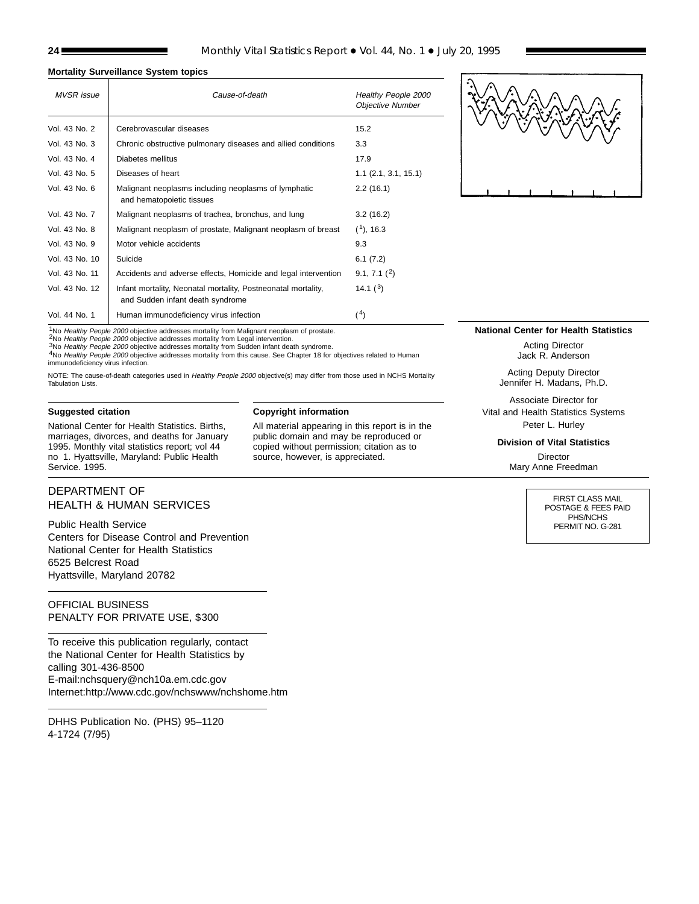**Mortality Surveillance System topics**

| *MVSR issue* | *Cause-of-death* | *Healthy People 2000 Objective Number* |
|---|---|---|
| Vol. 43 No. 2 | Cerebrovascular diseases | 15.2 |
| Vol. 43 No. 3 | Chronic obstructive pulmonary diseases and allied conditions | 3.3 |
| Vol. 43 No. 4 | Diabetes mellitus | 17.9 |
| Vol. 43 No. 5 | Diseases of heart | 1.1 (2.1, 3.1, 15.1) |
| Vol. 43 No. 6 | Malignant neoplasms including neoplasms of lymphatic and hematopoietic tissues | 2.2 (16.1) |
| Vol. 43 No. 7 | Malignant neoplasms of trachea, bronchus, and lung | 3.2 (16.2) |
| Vol. 43 No. 8 | Malignant neoplasm of prostate, Malignant neoplasm of breast | ([1]), 16.3 |
| Vol. 43 No. 9 | Motor vehicle accidents | 9.3 |
| Vol. 43 No. 10 | Suicide | 6.1 (7.2) |
| Vol. 43 No. 11 | Accidents and adverse effects, Homicide and legal intervention | 9.1, 7.1 ([2]) |
| Vol. 43 No. 12 | Infant mortality, Neonatal mortality, Postneonatal mortality, and Sudden infant death syndrome | 14.1 ([3]) |
| Vol. 44 No. 1 | Human immunodeficiency virus infection | ([4]) |

[1]No *Healthy People 2000* objective addresses mortality from Malignant neoplasm of prostate.
[2]No *Healthy People 2000* objective addresses mortality from Legal intervention.
[3]No *Healthy People 2000* objective addresses mortality from Sudden infant death syndrome.
[4]No *Healthy People 2000* objective addresses mortality from this cause. See Chapter 18 for objectives related to Human immunodeficiency virus infection.

NOTE: The cause-of-death categories used in *Healthy People 2000* objective(s) may differ from those used in NCHS Mortality Tabulation Lists.

**Suggested citation**

National Center for Health Statistics. Births, marriages, divorces, and deaths for January 1995. Monthly vital statistics report; vol 44 no 1. Hyattsville, Maryland: Public Health Service. 1995.

**Copyright information**

All material appearing in this report is in the public domain and may be reproduced or copied without permission; citation as to source, however, is appreciated.

**National Center for Health Statistics**

Acting Director
Jack R. Anderson

Acting Deputy Director
Jennifer H. Madans, Ph.D.

Associate Director for
Vital and Health Statistics Systems
Peter L. Hurley

**Division of Vital Statistics**

Director
Mary Anne Freedman

DEPARTMENT OF
HEALTH & HUMAN SERVICES

Public Health Service
Centers for Disease Control and Prevention
National Center for Health Statistics
6525 Belcrest Road
Hyattsville, Maryland 20782

OFFICIAL BUSINESS
PENALTY FOR PRIVATE USE, $300

To receive this publication regularly, contact the National Center for Health Statistics by calling 301-436-8500
E-mail:nchsquery@nch10a.em.cdc.gov
Internet:http://www.cdc.gov/nchswww/nchshome.htm

DHHS Publication No. (PHS) 95–1120
4-1724 (7/95)

FIRST CLASS MAIL
POSTAGE & FEES PAID
PHS/NCHS
PERMIT NO. G-281